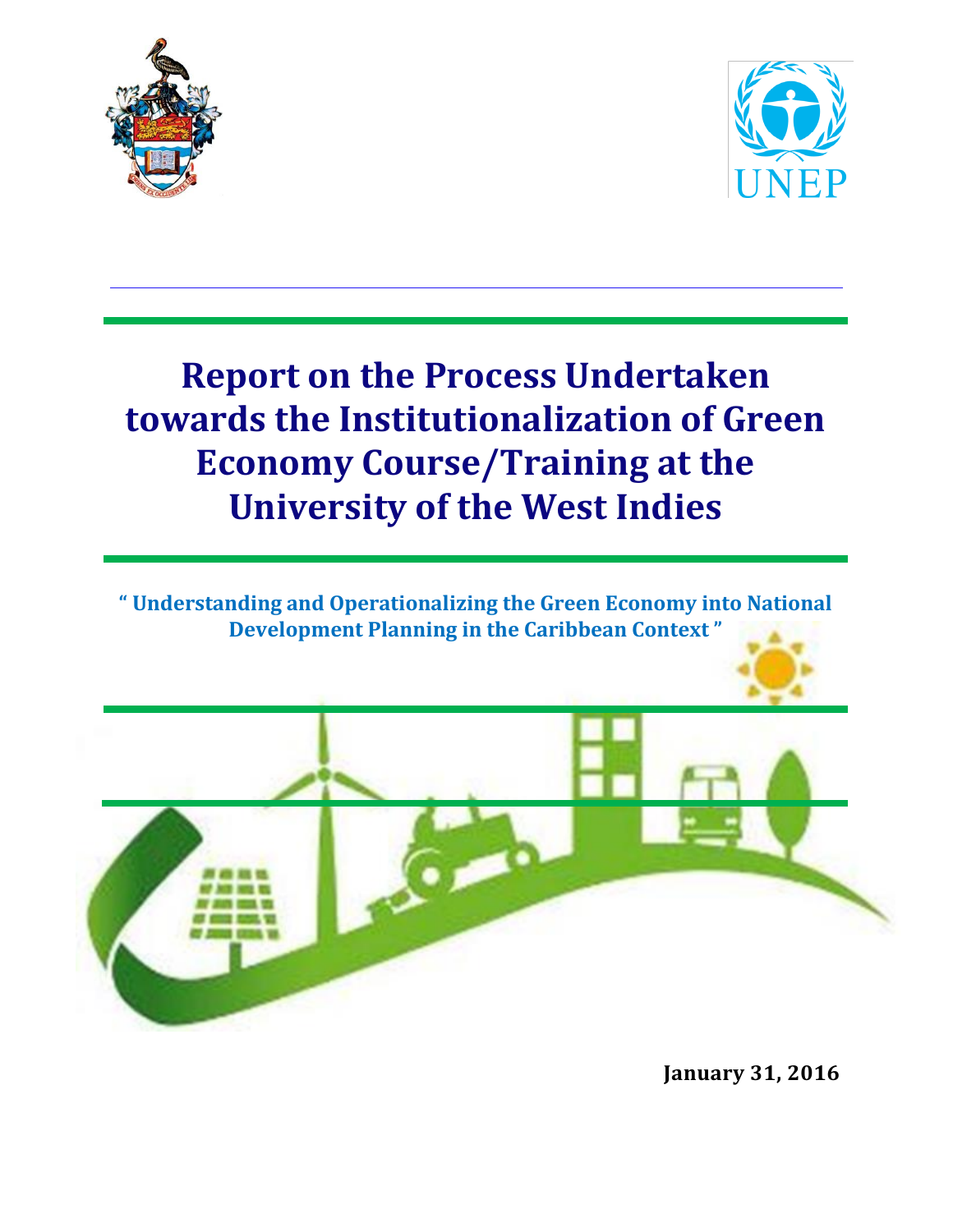# Report on the Process Undertaken towards the Institutionalization of Green Economy Course/Training at the University of the West Indies

**" Understanding and Operationalizing the Green Economy into National Development Planning in the Caribbean Context "**

**January 31, 2016**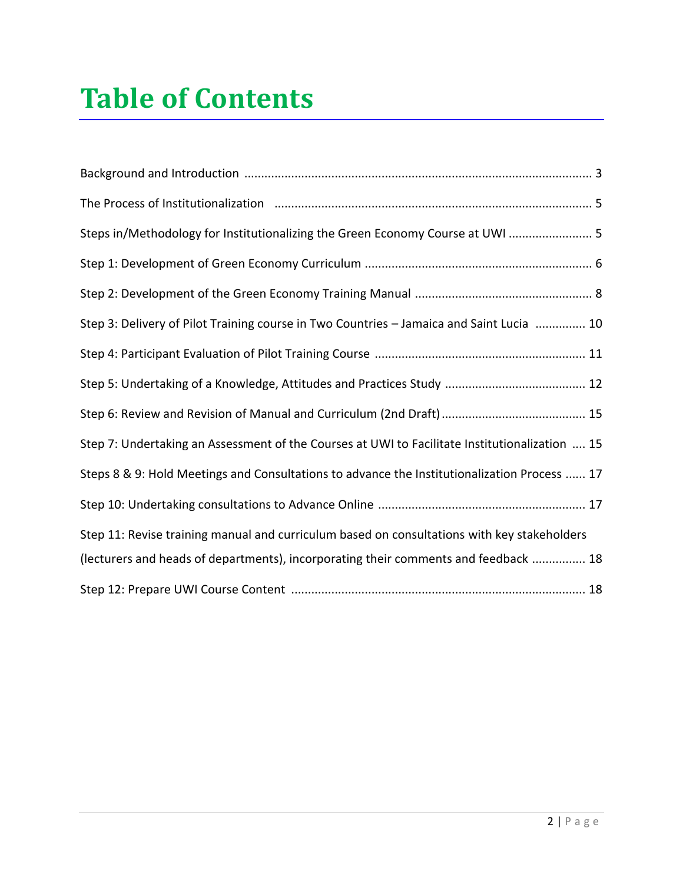# Table of Contents

Background and Introduction ........................................................................................................ 3

The Process of Institutionalization ............................................................................................... 5

Steps in/Methodology for Institutionalizing the Green Economy Course at UWI ......................... 5

Step 1: Development of Green Economy Curriculum .................................................................... 6

Step 2: Development of the Green Economy Training Manual ..................................................... 8

Step 3: Delivery of Pilot Training course in Two Countries – Jamaica and Saint Lucia ............... 10

Step 4: Participant Evaluation of Pilot Training Course .............................................................. 11

Step 5: Undertaking of a Knowledge, Attitudes and Practices Study ......................................... 12

Step 6: Review and Revision of Manual and Curriculum (2nd Draft) ........................................... 15

Step 7: Undertaking an Assessment of the Courses at UWI to Facilitate Institutionalization .... 15

Steps 8 & 9: Hold Meetings and Consultations to advance the Institutionalization Process ...... 17

Step 10: Undertaking consultations to Advance Online ............................................................. 17

Step 11: Revise training manual and curriculum based on consultations with key stakeholders (lecturers and heads of departments), incorporating their comments and feedback ................ 18

Step 12: Prepare UWI Course Content ....................................................................................... 18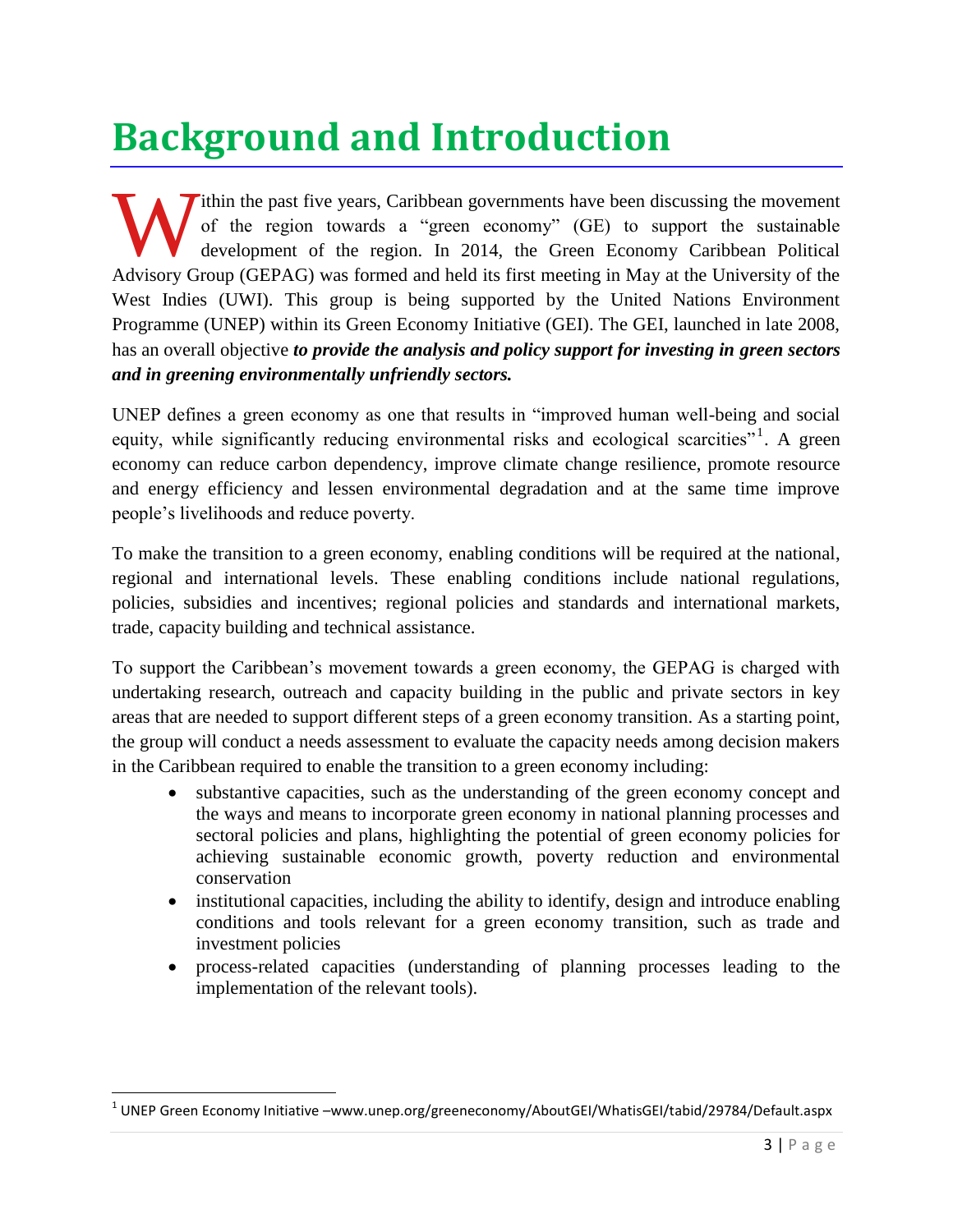# Background and Introduction

Within the past five years, Caribbean governments have been discussing the movement of the region towards a "green economy" (GE) to support the sustainable development of the region. In 2014, the Green Economy Caribbean Political Advisory Group (GEPAG) was formed and held its first meeting in May at the University of the West Indies (UWI). This group is being supported by the United Nations Environment Programme (UNEP) within its Green Economy Initiative (GEI). The GEI, launched in late 2008, has an overall objective ***to provide the analysis and policy support for investing in green sectors and in greening environmentally unfriendly sectors.***

UNEP defines a green economy as one that results in "improved human well-being and social equity, while significantly reducing environmental risks and ecological scarcities"[1]. A green economy can reduce carbon dependency, improve climate change resilience, promote resource and energy efficiency and lessen environmental degradation and at the same time improve people's livelihoods and reduce poverty.

To make the transition to a green economy, enabling conditions will be required at the national, regional and international levels. These enabling conditions include national regulations, policies, subsidies and incentives; regional policies and standards and international markets, trade, capacity building and technical assistance.

To support the Caribbean's movement towards a green economy, the GEPAG is charged with undertaking research, outreach and capacity building in the public and private sectors in key areas that are needed to support different steps of a green economy transition. As a starting point, the group will conduct a needs assessment to evaluate the capacity needs among decision makers in the Caribbean required to enable the transition to a green economy including:

- substantive capacities, such as the understanding of the green economy concept and the ways and means to incorporate green economy in national planning processes and sectoral policies and plans, highlighting the potential of green economy policies for achieving sustainable economic growth, poverty reduction and environmental conservation
- institutional capacities, including the ability to identify, design and introduce enabling conditions and tools relevant for a green economy transition, such as trade and investment policies
- process-related capacities (understanding of planning processes leading to the implementation of the relevant tools).

[1] UNEP Green Economy Initiative –www.unep.org/greeneconomy/AboutGEI/WhatisGEI/tabid/29784/Default.aspx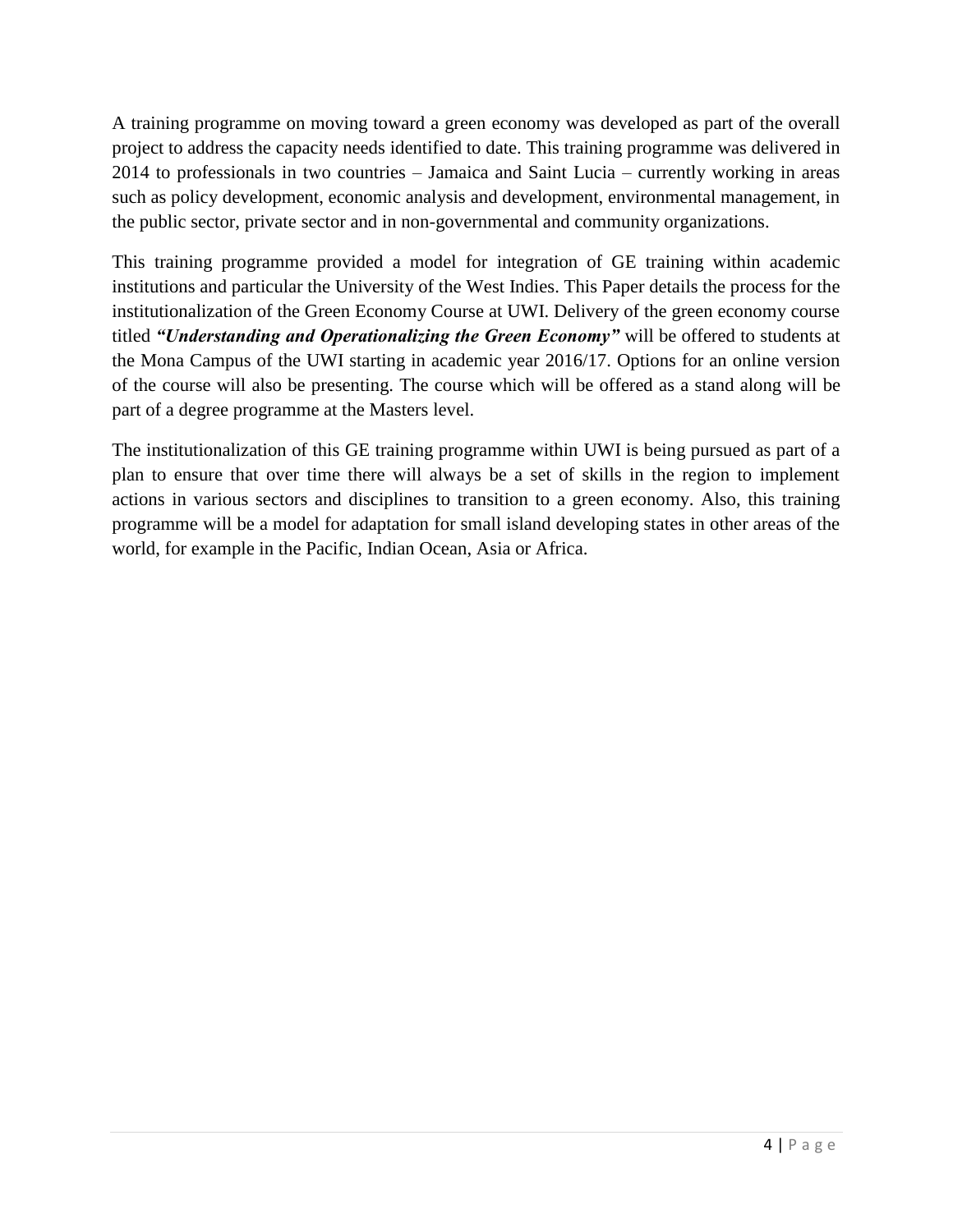A training programme on moving toward a green economy was developed as part of the overall project to address the capacity needs identified to date. This training programme was delivered in 2014 to professionals in two countries – Jamaica and Saint Lucia – currently working in areas such as policy development, economic analysis and development, environmental management, in the public sector, private sector and in non-governmental and community organizations.

This training programme provided a model for integration of GE training within academic institutions and particular the University of the West Indies. This Paper details the process for the institutionalization of the Green Economy Course at UWI. Delivery of the green economy course titled ***"Understanding and Operationalizing the Green Economy"*** will be offered to students at the Mona Campus of the UWI starting in academic year 2016/17. Options for an online version of the course will also be presenting. The course which will be offered as a stand along will be part of a degree programme at the Masters level.

The institutionalization of this GE training programme within UWI is being pursued as part of a plan to ensure that over time there will always be a set of skills in the region to implement actions in various sectors and disciplines to transition to a green economy. Also, this training programme will be a model for adaptation for small island developing states in other areas of the world, for example in the Pacific, Indian Ocean, Asia or Africa.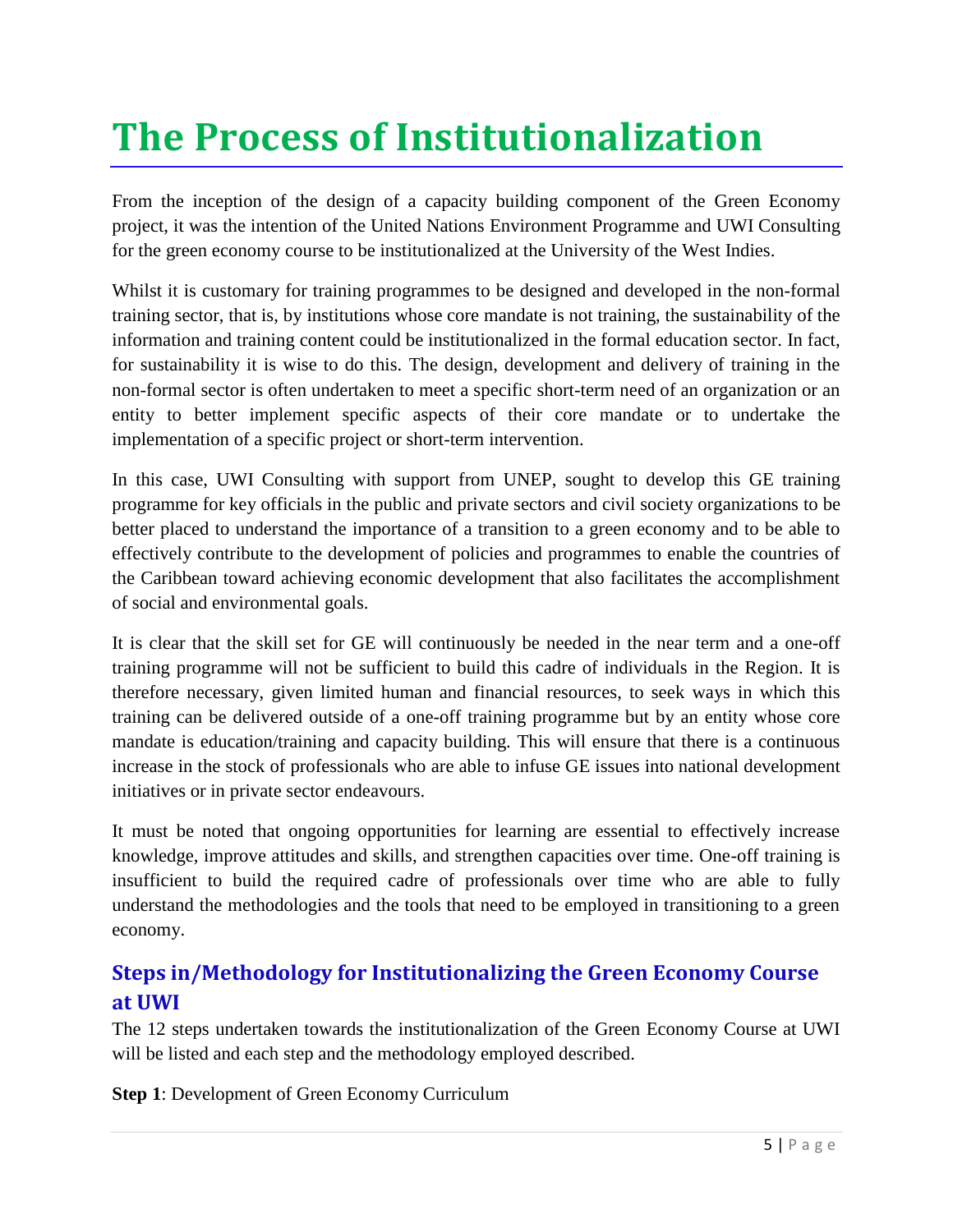# The Process of Institutionalization

From the inception of the design of a capacity building component of the Green Economy project, it was the intention of the United Nations Environment Programme and UWI Consulting for the green economy course to be institutionalized at the University of the West Indies.

Whilst it is customary for training programmes to be designed and developed in the non-formal training sector, that is, by institutions whose core mandate is not training, the sustainability of the information and training content could be institutionalized in the formal education sector. In fact, for sustainability it is wise to do this. The design, development and delivery of training in the non-formal sector is often undertaken to meet a specific short-term need of an organization or an entity to better implement specific aspects of their core mandate or to undertake the implementation of a specific project or short-term intervention.

In this case, UWI Consulting with support from UNEP, sought to develop this GE training programme for key officials in the public and private sectors and civil society organizations to be better placed to understand the importance of a transition to a green economy and to be able to effectively contribute to the development of policies and programmes to enable the countries of the Caribbean toward achieving economic development that also facilitates the accomplishment of social and environmental goals.

It is clear that the skill set for GE will continuously be needed in the near term and a one-off training programme will not be sufficient to build this cadre of individuals in the Region. It is therefore necessary, given limited human and financial resources, to seek ways in which this training can be delivered outside of a one-off training programme but by an entity whose core mandate is education/training and capacity building. This will ensure that there is a continuous increase in the stock of professionals who are able to infuse GE issues into national development initiatives or in private sector endeavours.

It must be noted that ongoing opportunities for learning are essential to effectively increase knowledge, improve attitudes and skills, and strengthen capacities over time. One-off training is insufficient to build the required cadre of professionals over time who are able to fully understand the methodologies and the tools that need to be employed in transitioning to a green economy.

## Steps in/Methodology for Institutionalizing the Green Economy Course at UWI

The 12 steps undertaken towards the institutionalization of the Green Economy Course at UWI will be listed and each step and the methodology employed described.

**Step 1**: Development of Green Economy Curriculum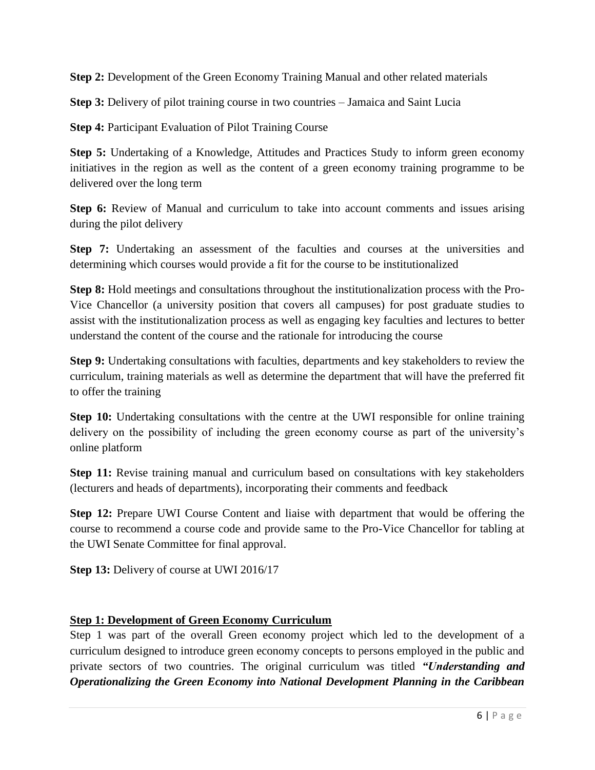**Step 2:** Development of the Green Economy Training Manual and other related materials

**Step 3:** Delivery of pilot training course in two countries – Jamaica and Saint Lucia

**Step 4:** Participant Evaluation of Pilot Training Course

**Step 5:** Undertaking of a Knowledge, Attitudes and Practices Study to inform green economy initiatives in the region as well as the content of a green economy training programme to be delivered over the long term

**Step 6:** Review of Manual and curriculum to take into account comments and issues arising during the pilot delivery

**Step 7:** Undertaking an assessment of the faculties and courses at the universities and determining which courses would provide a fit for the course to be institutionalized

**Step 8:** Hold meetings and consultations throughout the institutionalization process with the Pro-Vice Chancellor (a university position that covers all campuses) for post graduate studies to assist with the institutionalization process as well as engaging key faculties and lectures to better understand the content of the course and the rationale for introducing the course

**Step 9:** Undertaking consultations with faculties, departments and key stakeholders to review the curriculum, training materials as well as determine the department that will have the preferred fit to offer the training

**Step 10:** Undertaking consultations with the centre at the UWI responsible for online training delivery on the possibility of including the green economy course as part of the university's online platform

**Step 11:** Revise training manual and curriculum based on consultations with key stakeholders (lecturers and heads of departments), incorporating their comments and feedback

**Step 12:** Prepare UWI Course Content and liaise with department that would be offering the course to recommend a course code and provide same to the Pro-Vice Chancellor for tabling at the UWI Senate Committee for final approval.

**Step 13:** Delivery of course at UWI 2016/17

**Step 1: Development of Green Economy Curriculum**

Step 1 was part of the overall Green economy project which led to the development of a curriculum designed to introduce green economy concepts to persons employed in the public and private sectors of two countries. The original curriculum was titled ***"Understanding and Operationalizing the Green Economy into National Development Planning in the Caribbean***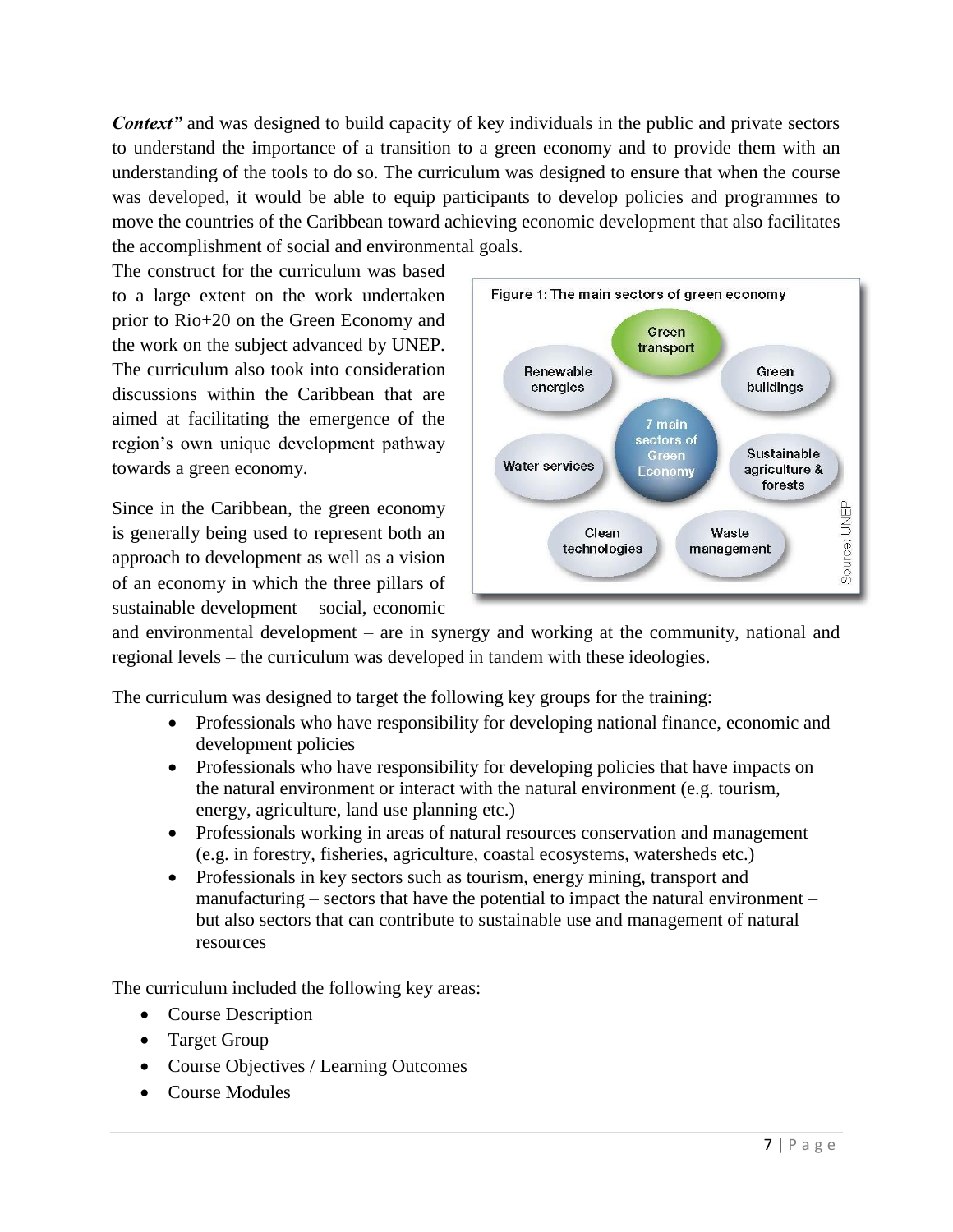***Context"*** and was designed to build capacity of key individuals in the public and private sectors to understand the importance of a transition to a green economy and to provide them with an understanding of the tools to do so. The curriculum was designed to ensure that when the course was developed, it would be able to equip participants to develop policies and programmes to move the countries of the Caribbean toward achieving economic development that also facilitates the accomplishment of social and environmental goals.

The construct for the curriculum was based to a large extent on the work undertaken prior to Rio+20 on the Green Economy and the work on the subject advanced by UNEP. The curriculum also took into consideration discussions within the Caribbean that are aimed at facilitating the emergence of the region's own unique development pathway towards a green economy.

Figure 1: The main sectors of green economy

7 main sectors of Green Economy: Green transport; Green buildings; Sustainable agriculture & forests; Waste management; Clean technologies; Water services; Renewable energies

Source: UNEP

Since in the Caribbean, the green economy is generally being used to represent both an approach to development as well as a vision of an economy in which the three pillars of sustainable development – social, economic and environmental development – are in synergy and working at the community, national and regional levels – the curriculum was developed in tandem with these ideologies.

The curriculum was designed to target the following key groups for the training:

- Professionals who have responsibility for developing national finance, economic and development policies
- Professionals who have responsibility for developing policies that have impacts on the natural environment or interact with the natural environment (e.g. tourism, energy, agriculture, land use planning etc.)
- Professionals working in areas of natural resources conservation and management (e.g. in forestry, fisheries, agriculture, coastal ecosystems, watersheds etc.)
- Professionals in key sectors such as tourism, energy mining, transport and manufacturing – sectors that have the potential to impact the natural environment – but also sectors that can contribute to sustainable use and management of natural resources

The curriculum included the following key areas:

- Course Description
- Target Group
- Course Objectives / Learning Outcomes
- Course Modules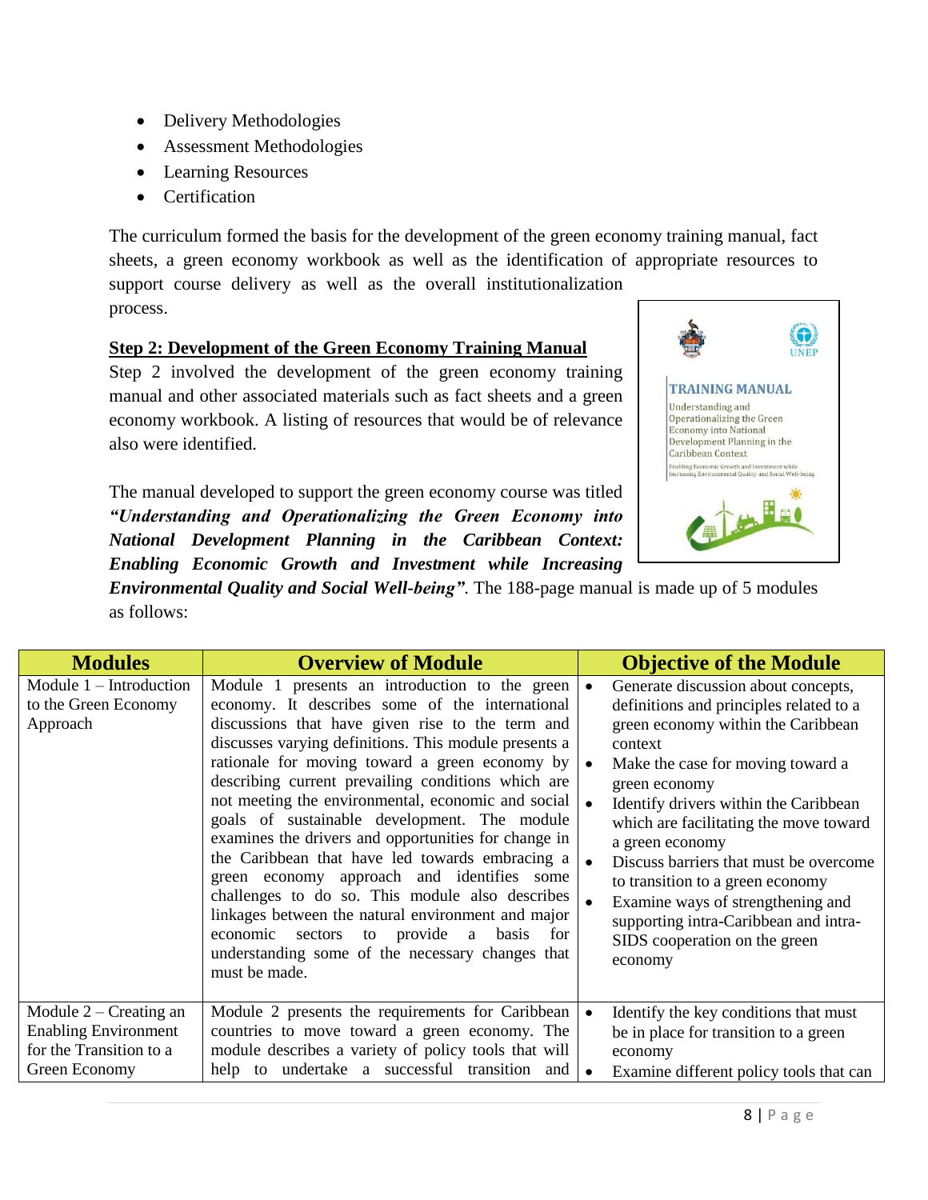- Delivery Methodologies
- Assessment Methodologies
- Learning Resources
- Certification

The curriculum formed the basis for the development of the green economy training manual, fact sheets, a green economy workbook as well as the identification of appropriate resources to support course delivery as well as the overall institutionalization process.

**Step 2: Development of the Green Economy Training Manual**

Step 2 involved the development of the green economy training manual and other associated materials such as fact sheets and a green economy workbook. A listing of resources that would be of relevance also were identified.

The manual developed to support the green economy course was titled ***"Understanding and Operationalizing the Green Economy into National Development Planning in the Caribbean Context: Enabling Economic Growth and Investment while Increasing Environmental Quality and Social Well-being"***. The 188-page manual is made up of 5 modules as follows:

| Modules | Overview of Module | Objective of the Module |
|---|---|---|
| Module 1 – Introduction to the Green Economy Approach | Module 1 presents an introduction to the green economy. It describes some of the international discussions that have given rise to the term and discusses varying definitions. This module presents a rationale for moving toward a green economy by describing current prevailing conditions which are not meeting the environmental, economic and social goals of sustainable development. The module examines the drivers and opportunities for change in the Caribbean that have led towards embracing a green economy approach and identifies some challenges to do so. This module also describes linkages between the natural environment and major economic sectors to provide a basis for understanding some of the necessary changes that must be made. | • Generate discussion about concepts, definitions and principles related to a green economy within the Caribbean context<br>• Make the case for moving toward a green economy<br>• Identify drivers within the Caribbean which are facilitating the move toward a green economy<br>• Discuss barriers that must be overcome to transition to a green economy<br>• Examine ways of strengthening and supporting intra-Caribbean and intra-SIDS cooperation on the green economy |
| Module 2 – Creating an Enabling Environment for the Transition to a Green Economy | Module 2 presents the requirements for Caribbean countries to move toward a green economy. The module describes a variety of policy tools that will help to undertake a successful transition and | • Identify the key conditions that must be in place for transition to a green economy<br>• Examine different policy tools that can |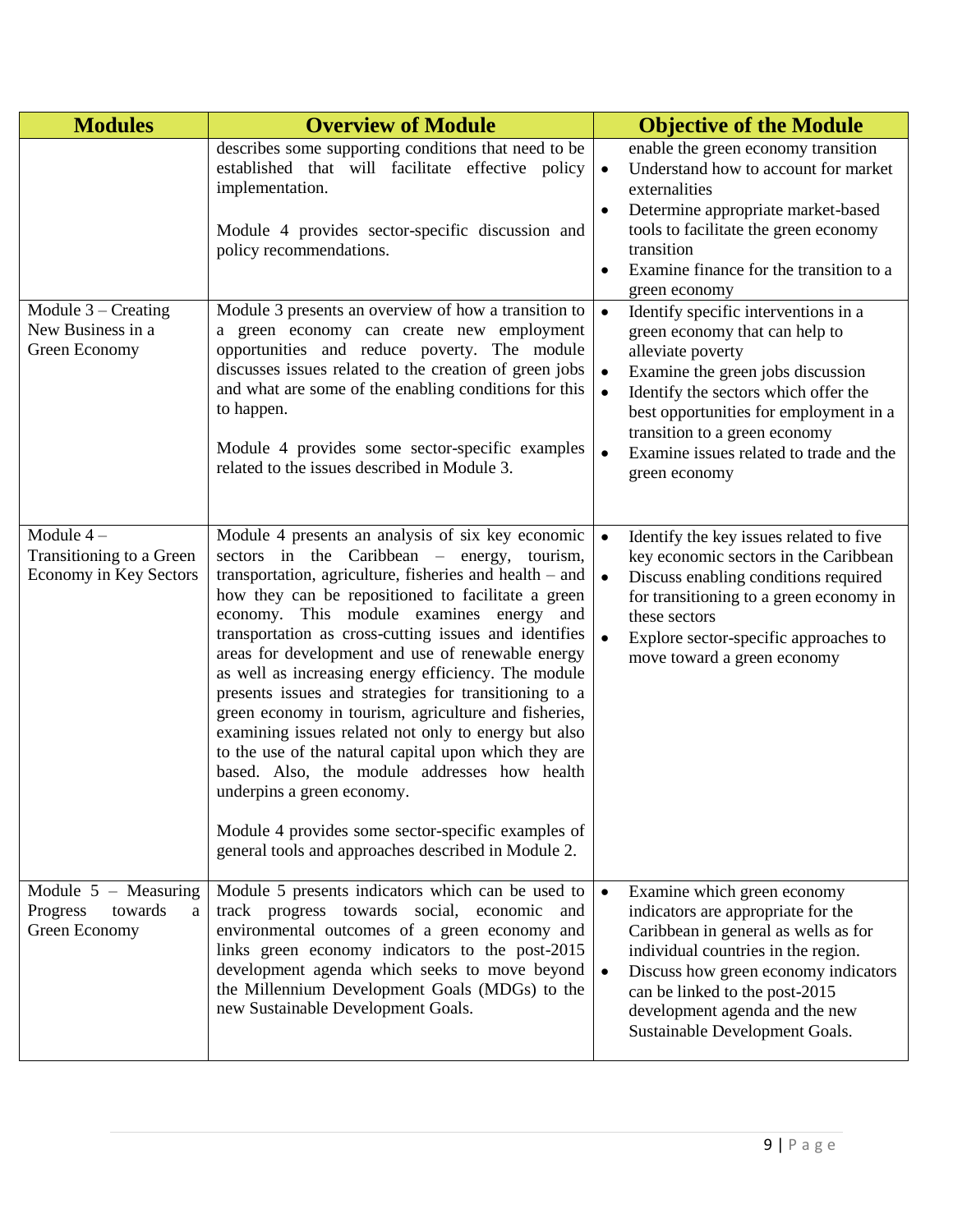| Modules | Overview of Module | Objective of the Module |
|---|---|---|
| | describes some supporting conditions that need to be established that will facilitate effective policy implementation.<br><br>Module 4 provides sector-specific discussion and policy recommendations. | enable the green economy transition<br>• Understand how to account for market externalities<br>• Determine appropriate market-based tools to facilitate the green economy transition<br>• Examine finance for the transition to a green economy |
| Module 3 – Creating New Business in a Green Economy | Module 3 presents an overview of how a transition to a green economy can create new employment opportunities and reduce poverty. The module discusses issues related to the creation of green jobs and what are some of the enabling conditions for this to happen.<br><br>Module 4 provides some sector-specific examples related to the issues described in Module 3. | • Identify specific interventions in a green economy that can help to alleviate poverty<br>• Examine the green jobs discussion<br>• Identify the sectors which offer the best opportunities for employment in a transition to a green economy<br>• Examine issues related to trade and the green economy |
| Module 4 – Transitioning to a Green Economy in Key Sectors | Module 4 presents an analysis of six key economic sectors in the Caribbean – energy, tourism, transportation, agriculture, fisheries and health – and how they can be repositioned to facilitate a green economy. This module examines energy and transportation as cross-cutting issues and identifies areas for development and use of renewable energy as well as increasing energy efficiency. The module presents issues and strategies for transitioning to a green economy in tourism, agriculture and fisheries, examining issues related not only to energy but also to the use of the natural capital upon which they are based. Also, the module addresses how health underpins a green economy.<br><br>Module 4 provides some sector-specific examples of general tools and approaches described in Module 2. | • Identify the key issues related to five key economic sectors in the Caribbean<br>• Discuss enabling conditions required for transitioning to a green economy in these sectors<br>• Explore sector-specific approaches to move toward a green economy |
| Module 5 – Measuring Progress towards a Green Economy | Module 5 presents indicators which can be used to track progress towards social, economic and environmental outcomes of a green economy and links green economy indicators to the post-2015 development agenda which seeks to move beyond the Millennium Development Goals (MDGs) to the new Sustainable Development Goals. | • Examine which green economy indicators are appropriate for the Caribbean in general as wells as for individual countries in the region.<br>• Discuss how green economy indicators can be linked to the post-2015 development agenda and the new Sustainable Development Goals. |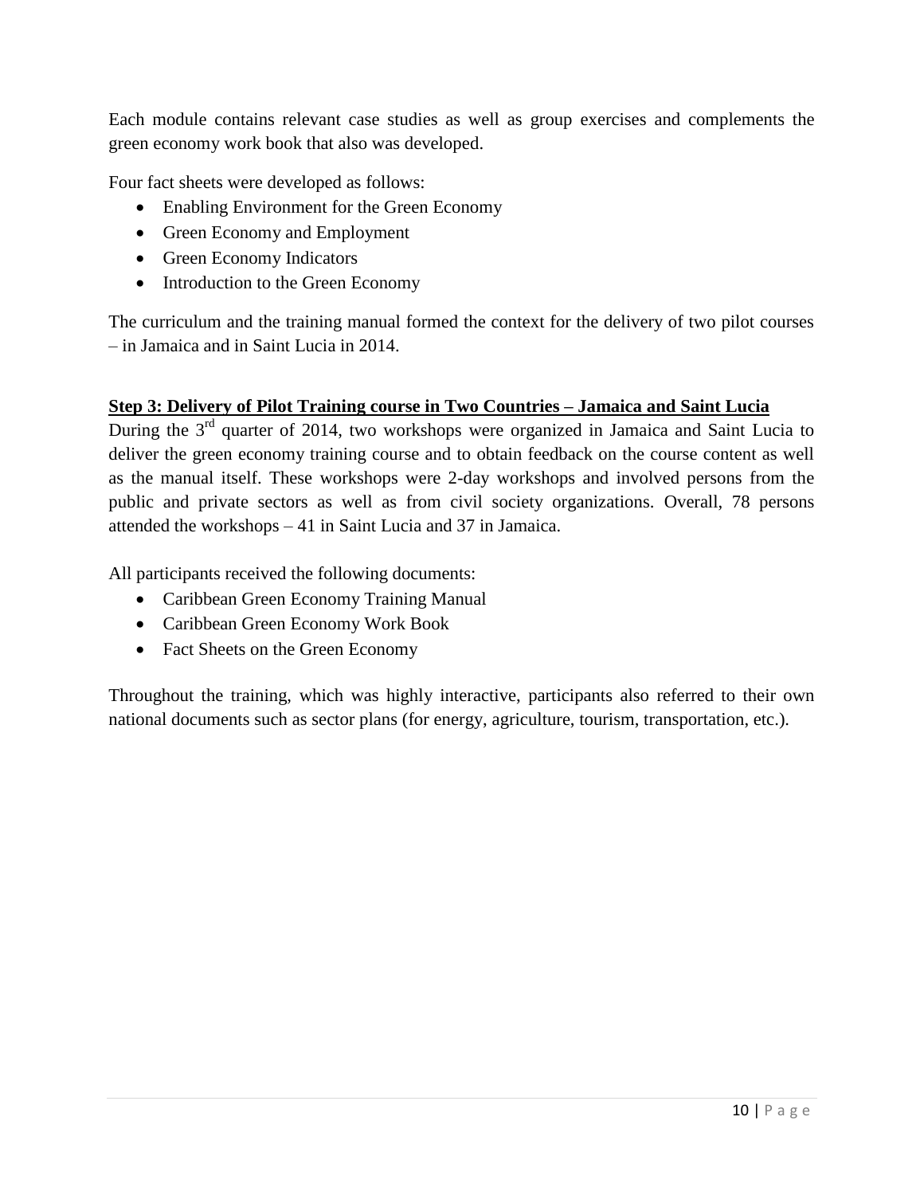Each module contains relevant case studies as well as group exercises and complements the green economy work book that also was developed.

Four fact sheets were developed as follows:

- Enabling Environment for the Green Economy
- Green Economy and Employment
- Green Economy Indicators
- Introduction to the Green Economy

The curriculum and the training manual formed the context for the delivery of two pilot courses – in Jamaica and in Saint Lucia in 2014.

**Step 3: Delivery of Pilot Training course in Two Countries – Jamaica and Saint Lucia**

During the 3rd quarter of 2014, two workshops were organized in Jamaica and Saint Lucia to deliver the green economy training course and to obtain feedback on the course content as well as the manual itself. These workshops were 2-day workshops and involved persons from the public and private sectors as well as from civil society organizations. Overall, 78 persons attended the workshops – 41 in Saint Lucia and 37 in Jamaica.

All participants received the following documents:

- Caribbean Green Economy Training Manual
- Caribbean Green Economy Work Book
- Fact Sheets on the Green Economy

Throughout the training, which was highly interactive, participants also referred to their own national documents such as sector plans (for energy, agriculture, tourism, transportation, etc.).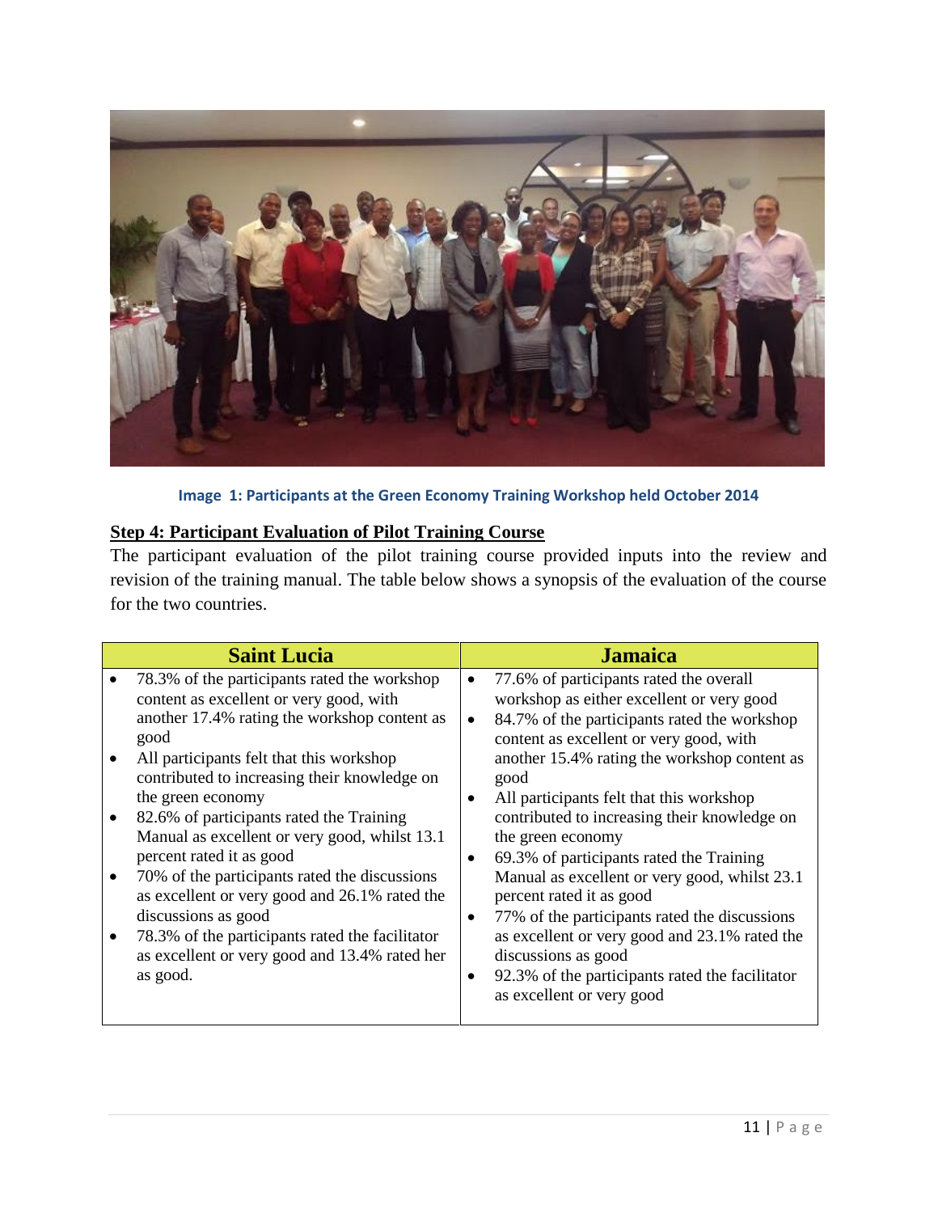Image 1: Participants at the Green Economy Training Workshop held October 2014

**Step 4: Participant Evaluation of Pilot Training Course**

The participant evaluation of the pilot training course provided inputs into the review and revision of the training manual. The table below shows a synopsis of the evaluation of the course for the two countries.

| Saint Lucia | Jamaica |
|---|---|
| • 78.3% of the participants rated the workshop content as excellent or very good, with another 17.4% rating the workshop content as good<br>• All participants felt that this workshop contributed to increasing their knowledge on the green economy<br>• 82.6% of participants rated the Training Manual as excellent or very good, whilst 13.1 percent rated it as good<br>• 70% of the participants rated the discussions as excellent or very good and 26.1% rated the discussions as good<br>• 78.3% of the participants rated the facilitator as excellent or very good and 13.4% rated her as good. | • 77.6% of participants rated the overall workshop as either excellent or very good<br>• 84.7% of the participants rated the workshop content as excellent or very good, with another 15.4% rating the workshop content as good<br>• All participants felt that this workshop contributed to increasing their knowledge on the green economy<br>• 69.3% of participants rated the Training Manual as excellent or very good, whilst 23.1 percent rated it as good<br>• 77% of the participants rated the discussions as excellent or very good and 23.1% rated the discussions as good<br>• 92.3% of the participants rated the facilitator as excellent or very good |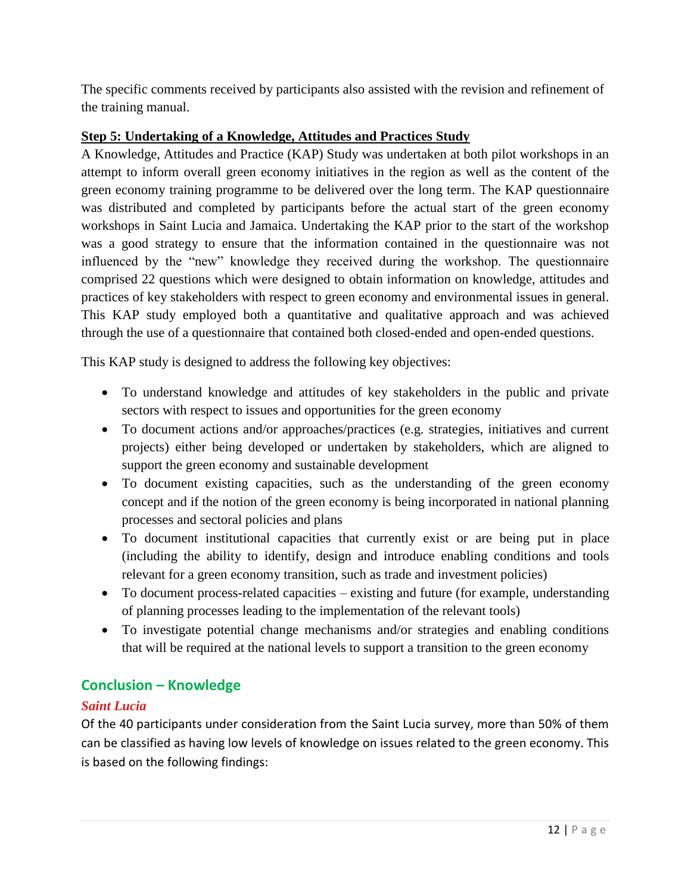The specific comments received by participants also assisted with the revision and refinement of the training manual.

**Step 5: Undertaking of a Knowledge, Attitudes and Practices Study**

A Knowledge, Attitudes and Practice (KAP) Study was undertaken at both pilot workshops in an attempt to inform overall green economy initiatives in the region as well as the content of the green economy training programme to be delivered over the long term. The KAP questionnaire was distributed and completed by participants before the actual start of the green economy workshops in Saint Lucia and Jamaica. Undertaking the KAP prior to the start of the workshop was a good strategy to ensure that the information contained in the questionnaire was not influenced by the "new" knowledge they received during the workshop. The questionnaire comprised 22 questions which were designed to obtain information on knowledge, attitudes and practices of key stakeholders with respect to green economy and environmental issues in general. This KAP study employed both a quantitative and qualitative approach and was achieved through the use of a questionnaire that contained both closed-ended and open-ended questions.

This KAP study is designed to address the following key objectives:

- To understand knowledge and attitudes of key stakeholders in the public and private sectors with respect to issues and opportunities for the green economy
- To document actions and/or approaches/practices (e.g. strategies, initiatives and current projects) either being developed or undertaken by stakeholders, which are aligned to support the green economy and sustainable development
- To document existing capacities, such as the understanding of the green economy concept and if the notion of the green economy is being incorporated in national planning processes and sectoral policies and plans
- To document institutional capacities that currently exist or are being put in place (including the ability to identify, design and introduce enabling conditions and tools relevant for a green economy transition, such as trade and investment policies)
- To document process-related capacities – existing and future (for example, understanding of planning processes leading to the implementation of the relevant tools)
- To investigate potential change mechanisms and/or strategies and enabling conditions that will be required at the national levels to support a transition to the green economy

## Conclusion – Knowledge

### *Saint Lucia*

Of the 40 participants under consideration from the Saint Lucia survey, more than 50% of them can be classified as having low levels of knowledge on issues related to the green economy. This is based on the following findings: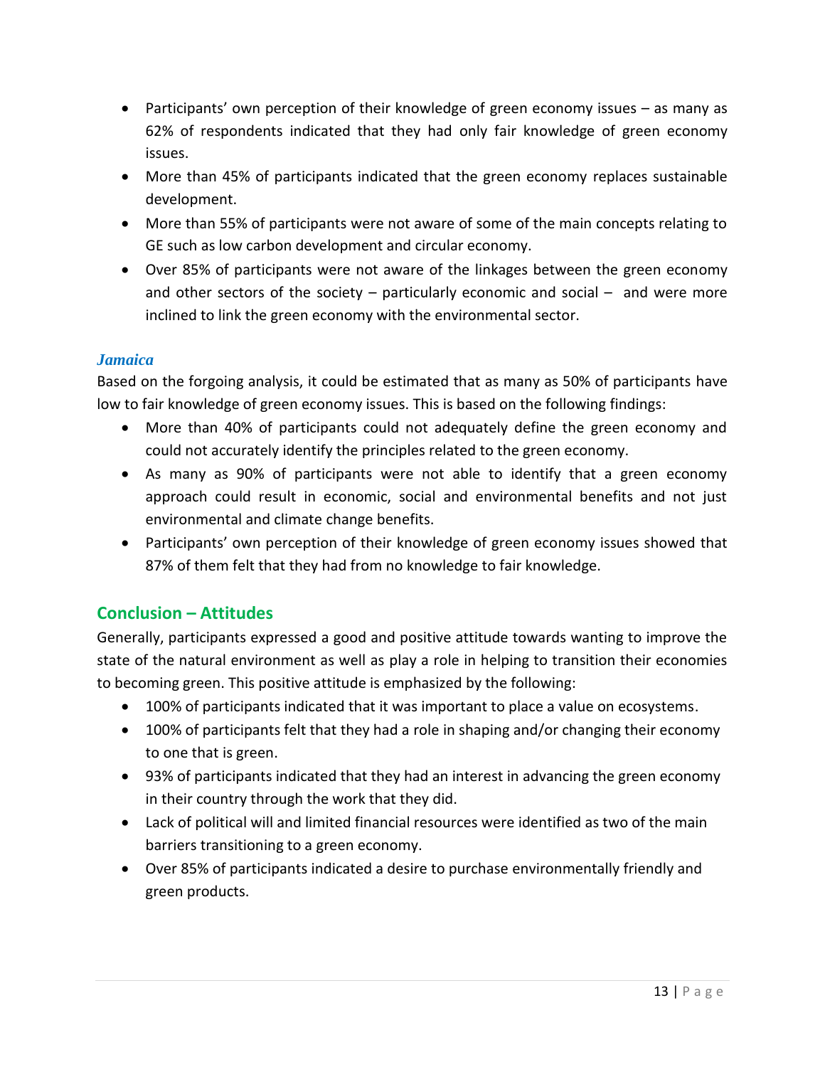- Participants' own perception of their knowledge of green economy issues – as many as 62% of respondents indicated that they had only fair knowledge of green economy issues.
- More than 45% of participants indicated that the green economy replaces sustainable development.
- More than 55% of participants were not aware of some of the main concepts relating to GE such as low carbon development and circular economy.
- Over 85% of participants were not aware of the linkages between the green economy and other sectors of the society – particularly economic and social – and were more inclined to link the green economy with the environmental sector.

### *Jamaica*

Based on the forgoing analysis, it could be estimated that as many as 50% of participants have low to fair knowledge of green economy issues. This is based on the following findings:

- More than 40% of participants could not adequately define the green economy and could not accurately identify the principles related to the green economy.
- As many as 90% of participants were not able to identify that a green economy approach could result in economic, social and environmental benefits and not just environmental and climate change benefits.
- Participants' own perception of their knowledge of green economy issues showed that 87% of them felt that they had from no knowledge to fair knowledge.

## Conclusion – Attitudes

Generally, participants expressed a good and positive attitude towards wanting to improve the state of the natural environment as well as play a role in helping to transition their economies to becoming green. This positive attitude is emphasized by the following:

- 100% of participants indicated that it was important to place a value on ecosystems.
- 100% of participants felt that they had a role in shaping and/or changing their economy to one that is green.
- 93% of participants indicated that they had an interest in advancing the green economy in their country through the work that they did.
- Lack of political will and limited financial resources were identified as two of the main barriers transitioning to a green economy.
- Over 85% of participants indicated a desire to purchase environmentally friendly and green products.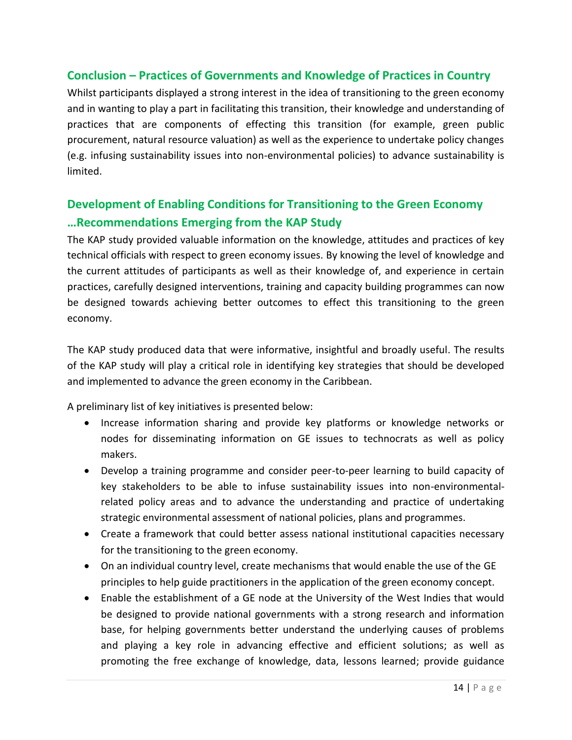## Conclusion – Practices of Governments and Knowledge of Practices in Country

Whilst participants displayed a strong interest in the idea of transitioning to the green economy and in wanting to play a part in facilitating this transition, their knowledge and understanding of practices that are components of effecting this transition (for example, green public procurement, natural resource valuation) as well as the experience to undertake policy changes (e.g. infusing sustainability issues into non-environmental policies) to advance sustainability is limited.

## Development of Enabling Conditions for Transitioning to the Green Economy …Recommendations Emerging from the KAP Study

The KAP study provided valuable information on the knowledge, attitudes and practices of key technical officials with respect to green economy issues. By knowing the level of knowledge and the current attitudes of participants as well as their knowledge of, and experience in certain practices, carefully designed interventions, training and capacity building programmes can now be designed towards achieving better outcomes to effect this transitioning to the green economy.

The KAP study produced data that were informative, insightful and broadly useful. The results of the KAP study will play a critical role in identifying key strategies that should be developed and implemented to advance the green economy in the Caribbean.

A preliminary list of key initiatives is presented below:

- Increase information sharing and provide key platforms or knowledge networks or nodes for disseminating information on GE issues to technocrats as well as policy makers.
- Develop a training programme and consider peer-to-peer learning to build capacity of key stakeholders to be able to infuse sustainability issues into non-environmental-related policy areas and to advance the understanding and practice of undertaking strategic environmental assessment of national policies, plans and programmes.
- Create a framework that could better assess national institutional capacities necessary for the transitioning to the green economy.
- On an individual country level, create mechanisms that would enable the use of the GE principles to help guide practitioners in the application of the green economy concept.
- Enable the establishment of a GE node at the University of the West Indies that would be designed to provide national governments with a strong research and information base, for helping governments better understand the underlying causes of problems and playing a key role in advancing effective and efficient solutions; as well as promoting the free exchange of knowledge, data, lessons learned; provide guidance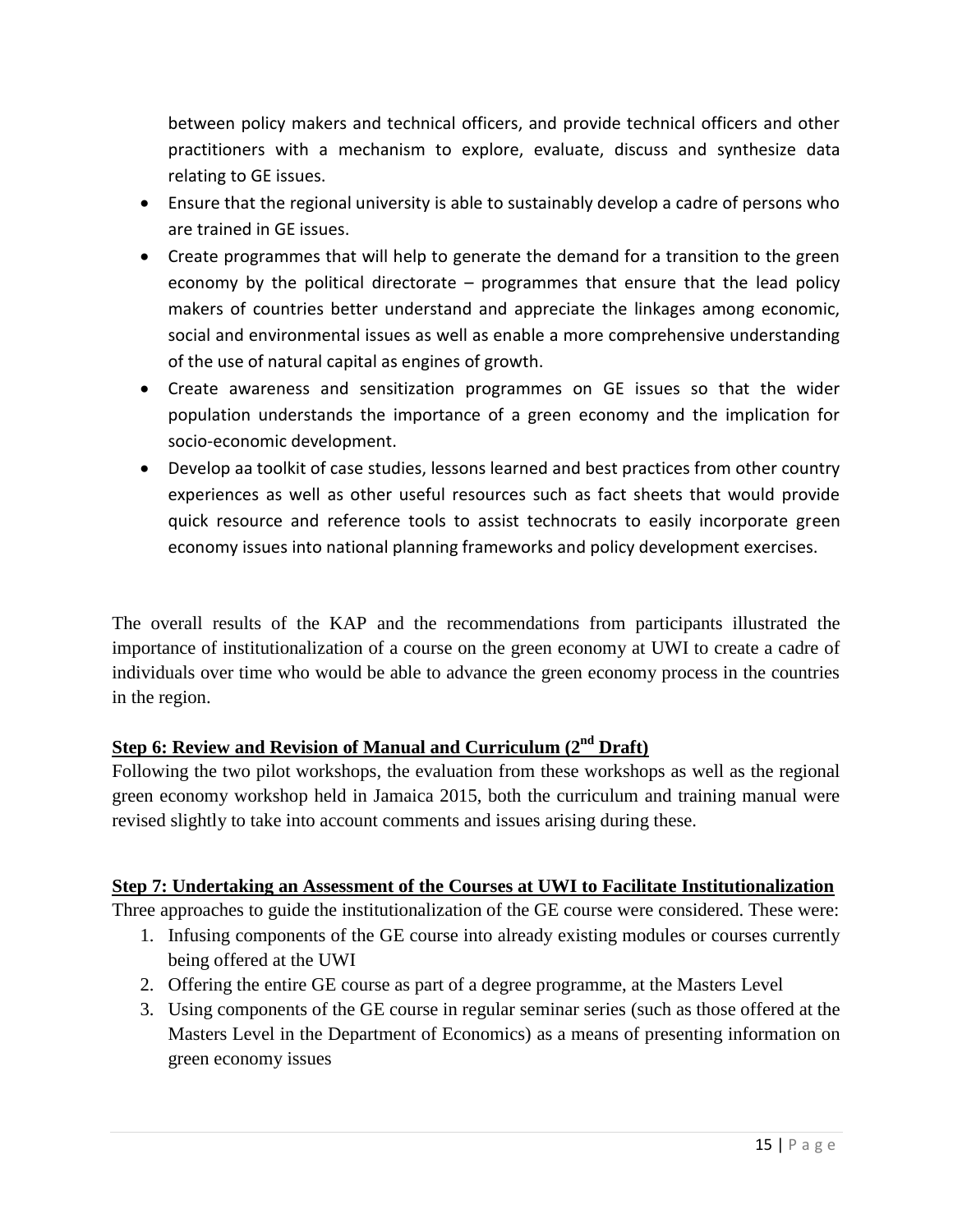between policy makers and technical officers, and provide technical officers and other practitioners with a mechanism to explore, evaluate, discuss and synthesize data relating to GE issues.

- Ensure that the regional university is able to sustainably develop a cadre of persons who are trained in GE issues.
- Create programmes that will help to generate the demand for a transition to the green economy by the political directorate – programmes that ensure that the lead policy makers of countries better understand and appreciate the linkages among economic, social and environmental issues as well as enable a more comprehensive understanding of the use of natural capital as engines of growth.
- Create awareness and sensitization programmes on GE issues so that the wider population understands the importance of a green economy and the implication for socio-economic development.
- Develop aa toolkit of case studies, lessons learned and best practices from other country experiences as well as other useful resources such as fact sheets that would provide quick resource and reference tools to assist technocrats to easily incorporate green economy issues into national planning frameworks and policy development exercises.

The overall results of the KAP and the recommendations from participants illustrated the importance of institutionalization of a course on the green economy at UWI to create a cadre of individuals over time who would be able to advance the green economy process in the countries in the region.

**Step 6: Review and Revision of Manual and Curriculum (2nd Draft)**

Following the two pilot workshops, the evaluation from these workshops as well as the regional green economy workshop held in Jamaica 2015, both the curriculum and training manual were revised slightly to take into account comments and issues arising during these.

**Step 7: Undertaking an Assessment of the Courses at UWI to Facilitate Institutionalization**

Three approaches to guide the institutionalization of the GE course were considered. These were:

1. Infusing components of the GE course into already existing modules or courses currently being offered at the UWI
2. Offering the entire GE course as part of a degree programme, at the Masters Level
3. Using components of the GE course in regular seminar series (such as those offered at the Masters Level in the Department of Economics) as a means of presenting information on green economy issues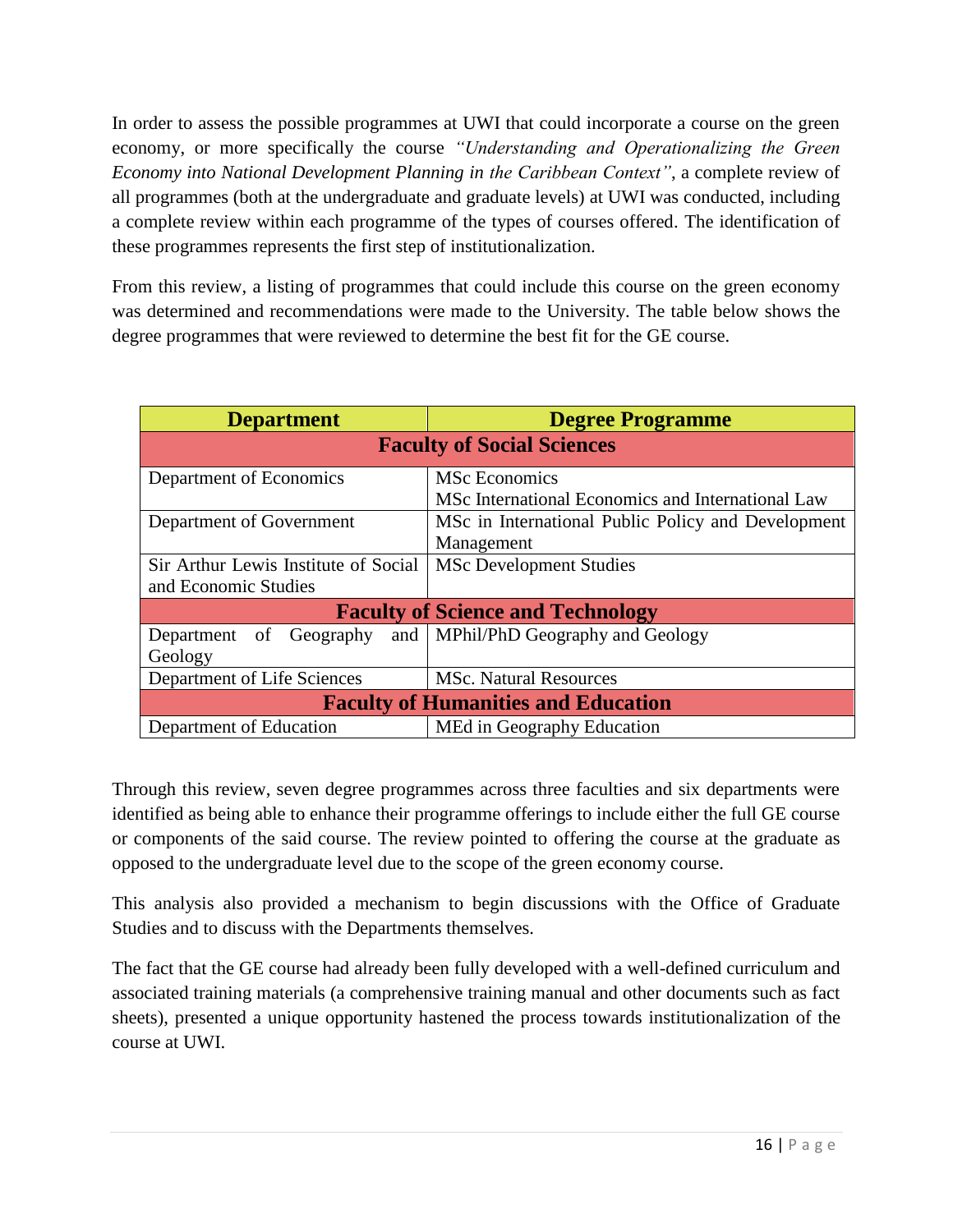In order to assess the possible programmes at UWI that could incorporate a course on the green economy, or more specifically the course *"Understanding and Operationalizing the Green Economy into National Development Planning in the Caribbean Context"*, a complete review of all programmes (both at the undergraduate and graduate levels) at UWI was conducted, including a complete review within each programme of the types of courses offered. The identification of these programmes represents the first step of institutionalization.

From this review, a listing of programmes that could include this course on the green economy was determined and recommendations were made to the University. The table below shows the degree programmes that were reviewed to determine the best fit for the GE course.

| Department | Degree Programme |
|---|---|
| **Faculty of Social Sciences** | |
| Department of Economics | MSc Economics<br>MSc International Economics and International Law |
| Department of Government | MSc in International Public Policy and Development Management |
| Sir Arthur Lewis Institute of Social and Economic Studies | MSc Development Studies |
| **Faculty of Science and Technology** | |
| Department of Geography and Geology | MPhil/PhD Geography and Geology |
| Department of Life Sciences | MSc. Natural Resources |
| **Faculty of Humanities and Education** | |
| Department of Education | MEd in Geography Education |

Through this review, seven degree programmes across three faculties and six departments were identified as being able to enhance their programme offerings to include either the full GE course or components of the said course. The review pointed to offering the course at the graduate as opposed to the undergraduate level due to the scope of the green economy course.

This analysis also provided a mechanism to begin discussions with the Office of Graduate Studies and to discuss with the Departments themselves.

The fact that the GE course had already been fully developed with a well-defined curriculum and associated training materials (a comprehensive training manual and other documents such as fact sheets), presented a unique opportunity hastened the process towards institutionalization of the course at UWI.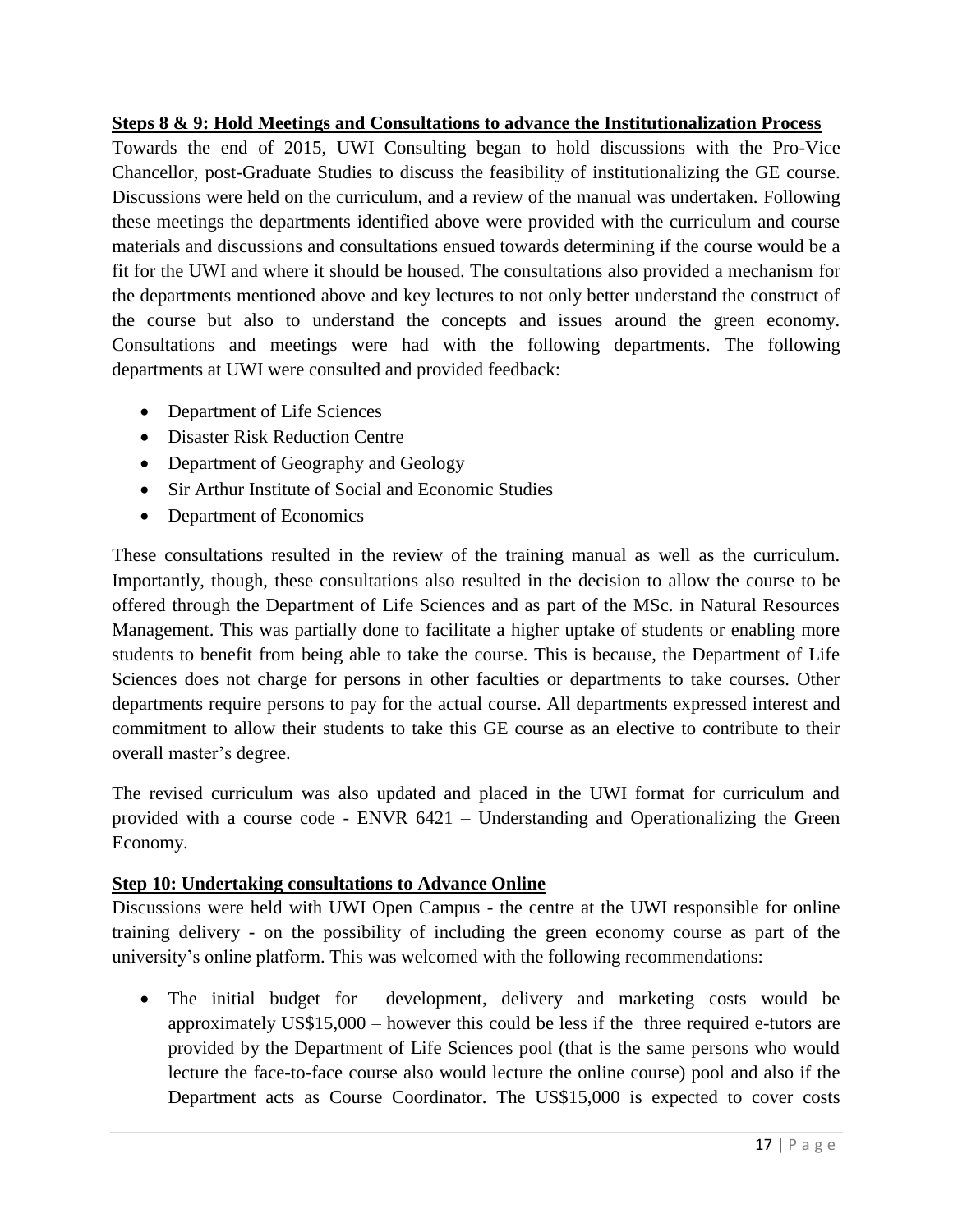**Steps 8 & 9: Hold Meetings and Consultations to advance the Institutionalization Process**

Towards the end of 2015, UWI Consulting began to hold discussions with the Pro-Vice Chancellor, post-Graduate Studies to discuss the feasibility of institutionalizing the GE course. Discussions were held on the curriculum, and a review of the manual was undertaken. Following these meetings the departments identified above were provided with the curriculum and course materials and discussions and consultations ensued towards determining if the course would be a fit for the UWI and where it should be housed. The consultations also provided a mechanism for the departments mentioned above and key lectures to not only better understand the construct of the course but also to understand the concepts and issues around the green economy. Consultations and meetings were had with the following departments. The following departments at UWI were consulted and provided feedback:

- Department of Life Sciences
- Disaster Risk Reduction Centre
- Department of Geography and Geology
- Sir Arthur Institute of Social and Economic Studies
- Department of Economics

These consultations resulted in the review of the training manual as well as the curriculum. Importantly, though, these consultations also resulted in the decision to allow the course to be offered through the Department of Life Sciences and as part of the MSc. in Natural Resources Management. This was partially done to facilitate a higher uptake of students or enabling more students to benefit from being able to take the course. This is because, the Department of Life Sciences does not charge for persons in other faculties or departments to take courses. Other departments require persons to pay for the actual course. All departments expressed interest and commitment to allow their students to take this GE course as an elective to contribute to their overall master's degree.

The revised curriculum was also updated and placed in the UWI format for curriculum and provided with a course code - ENVR 6421 – Understanding and Operationalizing the Green Economy.

**Step 10: Undertaking consultations to Advance Online**

Discussions were held with UWI Open Campus - the centre at the UWI responsible for online training delivery - on the possibility of including the green economy course as part of the university's online platform. This was welcomed with the following recommendations:

- The initial budget for development, delivery and marketing costs would be approximately US$15,000 – however this could be less if the three required e-tutors are provided by the Department of Life Sciences pool (that is the same persons who would lecture the face-to-face course also would lecture the online course) pool and also if the Department acts as Course Coordinator. The US$15,000 is expected to cover costs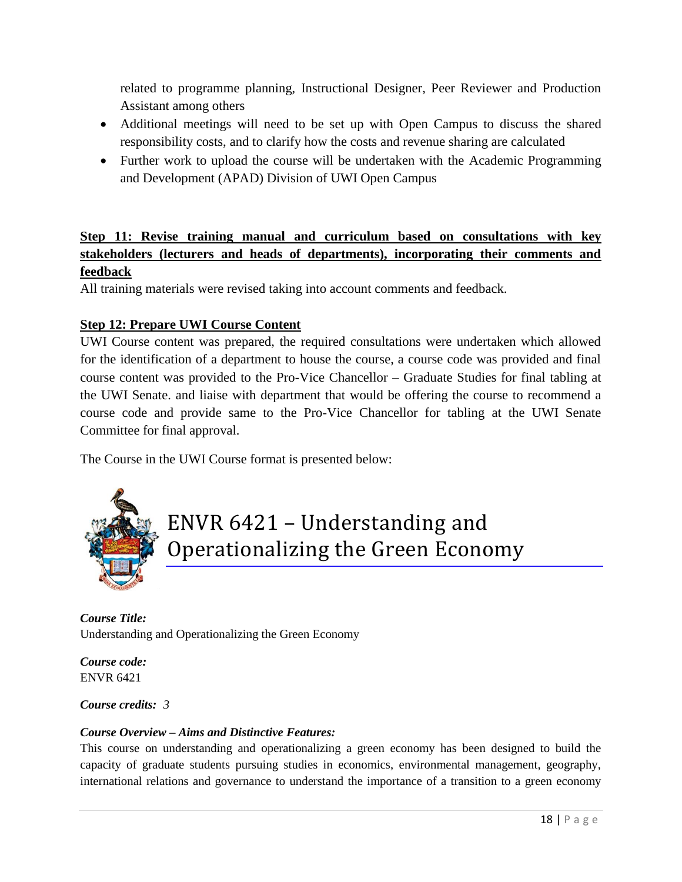related to programme planning, Instructional Designer, Peer Reviewer and Production Assistant among others

- Additional meetings will need to be set up with Open Campus to discuss the shared responsibility costs, and to clarify how the costs and revenue sharing are calculated
- Further work to upload the course will be undertaken with the Academic Programming and Development (APAD) Division of UWI Open Campus

**Step 11: Revise training manual and curriculum based on consultations with key stakeholders (lecturers and heads of departments), incorporating their comments and feedback**

All training materials were revised taking into account comments and feedback.

**Step 12: Prepare UWI Course Content**

UWI Course content was prepared, the required consultations were undertaken which allowed for the identification of a department to house the course, a course code was provided and final course content was provided to the Pro-Vice Chancellor – Graduate Studies for final tabling at the UWI Senate. and liaise with department that would be offering the course to recommend a course code and provide same to the Pro-Vice Chancellor for tabling at the UWI Senate Committee for final approval.

The Course in the UWI Course format is presented below:

# ENVR 6421 – Understanding and Operationalizing the Green Economy

***Course Title:***
Understanding and Operationalizing the Green Economy

***Course code:***
ENVR 6421

***Course credits:*** *3*

***Course Overview – Aims and Distinctive Features:***

This course on understanding and operationalizing a green economy has been designed to build the capacity of graduate students pursuing studies in economics, environmental management, geography, international relations and governance to understand the importance of a transition to a green economy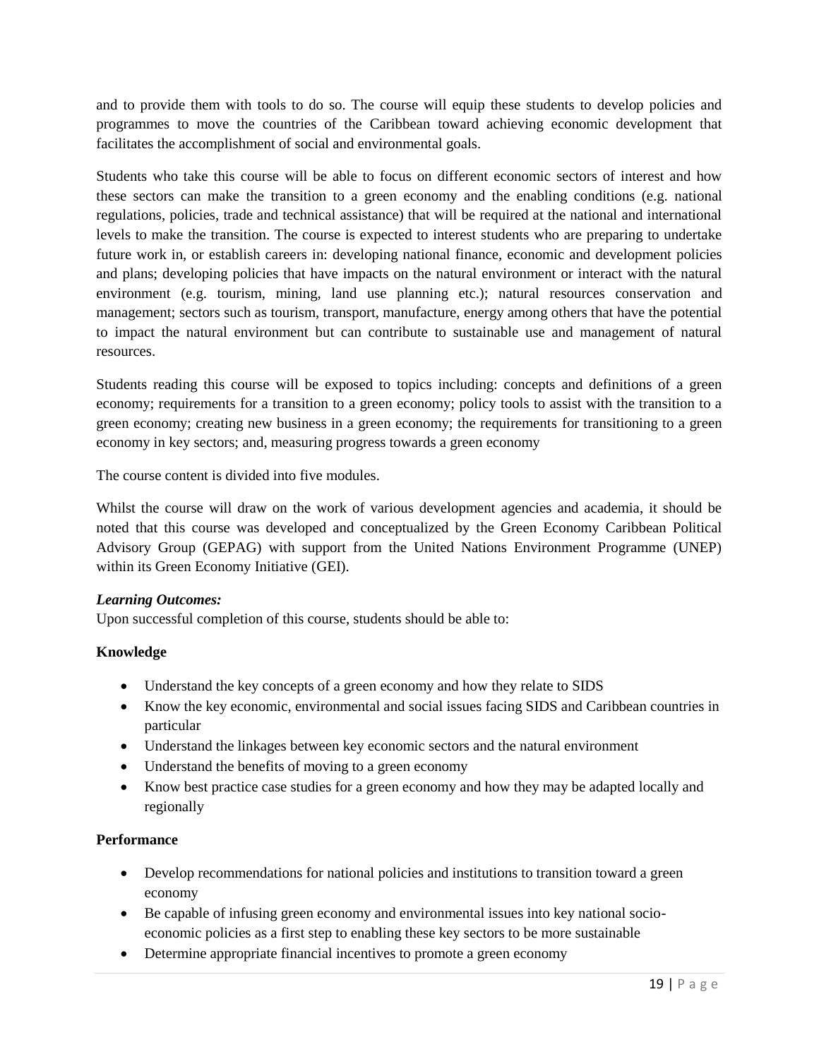and to provide them with tools to do so. The course will equip these students to develop policies and programmes to move the countries of the Caribbean toward achieving economic development that facilitates the accomplishment of social and environmental goals.

Students who take this course will be able to focus on different economic sectors of interest and how these sectors can make the transition to a green economy and the enabling conditions (e.g. national regulations, policies, trade and technical assistance) that will be required at the national and international levels to make the transition. The course is expected to interest students who are preparing to undertake future work in, or establish careers in: developing national finance, economic and development policies and plans; developing policies that have impacts on the natural environment or interact with the natural environment (e.g. tourism, mining, land use planning etc.); natural resources conservation and management; sectors such as tourism, transport, manufacture, energy among others that have the potential to impact the natural environment but can contribute to sustainable use and management of natural resources.

Students reading this course will be exposed to topics including: concepts and definitions of a green economy; requirements for a transition to a green economy; policy tools to assist with the transition to a green economy; creating new business in a green economy; the requirements for transitioning to a green economy in key sectors; and, measuring progress towards a green economy

The course content is divided into five modules.

Whilst the course will draw on the work of various development agencies and academia, it should be noted that this course was developed and conceptualized by the Green Economy Caribbean Political Advisory Group (GEPAG) with support from the United Nations Environment Programme (UNEP) within its Green Economy Initiative (GEI).

***Learning Outcomes:***

Upon successful completion of this course, students should be able to:

**Knowledge**

- Understand the key concepts of a green economy and how they relate to SIDS
- Know the key economic, environmental and social issues facing SIDS and Caribbean countries in particular
- Understand the linkages between key economic sectors and the natural environment
- Understand the benefits of moving to a green economy
- Know best practice case studies for a green economy and how they may be adapted locally and regionally

**Performance**

- Develop recommendations for national policies and institutions to transition toward a green economy
- Be capable of infusing green economy and environmental issues into key national socio-economic policies as a first step to enabling these key sectors to be more sustainable
- Determine appropriate financial incentives to promote a green economy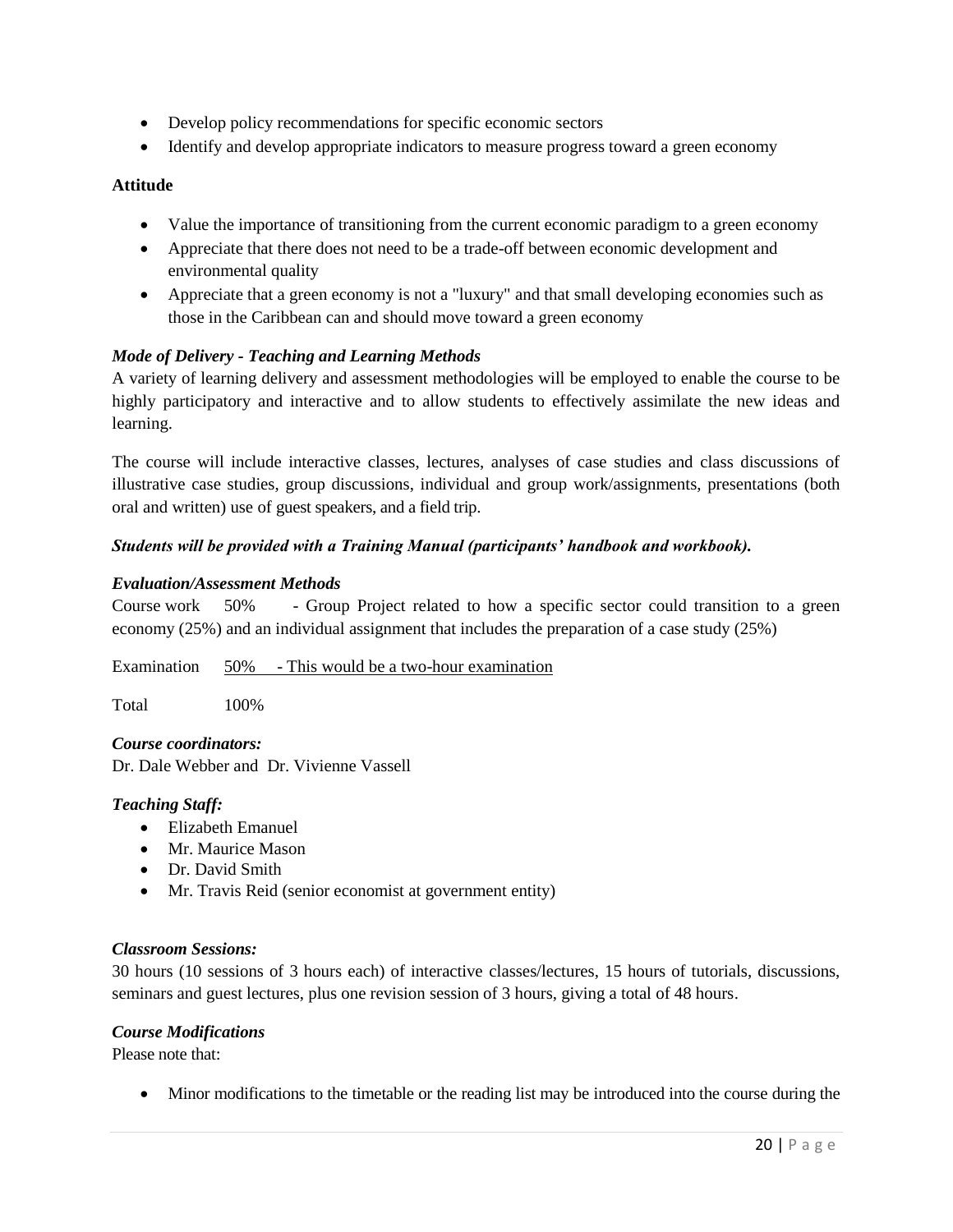- Develop policy recommendations for specific economic sectors
- Identify and develop appropriate indicators to measure progress toward a green economy

**Attitude**

- Value the importance of transitioning from the current economic paradigm to a green economy
- Appreciate that there does not need to be a trade-off between economic development and environmental quality
- Appreciate that a green economy is not a "luxury" and that small developing economies such as those in the Caribbean can and should move toward a green economy

***Mode of Delivery - Teaching and Learning Methods***

A variety of learning delivery and assessment methodologies will be employed to enable the course to be highly participatory and interactive and to allow students to effectively assimilate the new ideas and learning.

The course will include interactive classes, lectures, analyses of case studies and class discussions of illustrative case studies, group discussions, individual and group work/assignments, presentations (both oral and written) use of guest speakers, and a field trip.

***Students will be provided with a Training Manual (participants' handbook and workbook).***

***Evaluation/Assessment Methods***

Course work 50% - Group Project related to how a specific sector could transition to a green economy (25%) and an individual assignment that includes the preparation of a case study (25%)

Examination 50% - This would be a two-hour examination

Total 100%

***Course coordinators:***

Dr. Dale Webber and Dr. Vivienne Vassell

***Teaching Staff:***

- Elizabeth Emanuel
- Mr. Maurice Mason
- Dr. David Smith
- Mr. Travis Reid (senior economist at government entity)

***Classroom Sessions:***

30 hours (10 sessions of 3 hours each) of interactive classes/lectures, 15 hours of tutorials, discussions, seminars and guest lectures, plus one revision session of 3 hours, giving a total of 48 hours.

***Course Modifications***

Please note that:

- Minor modifications to the timetable or the reading list may be introduced into the course during the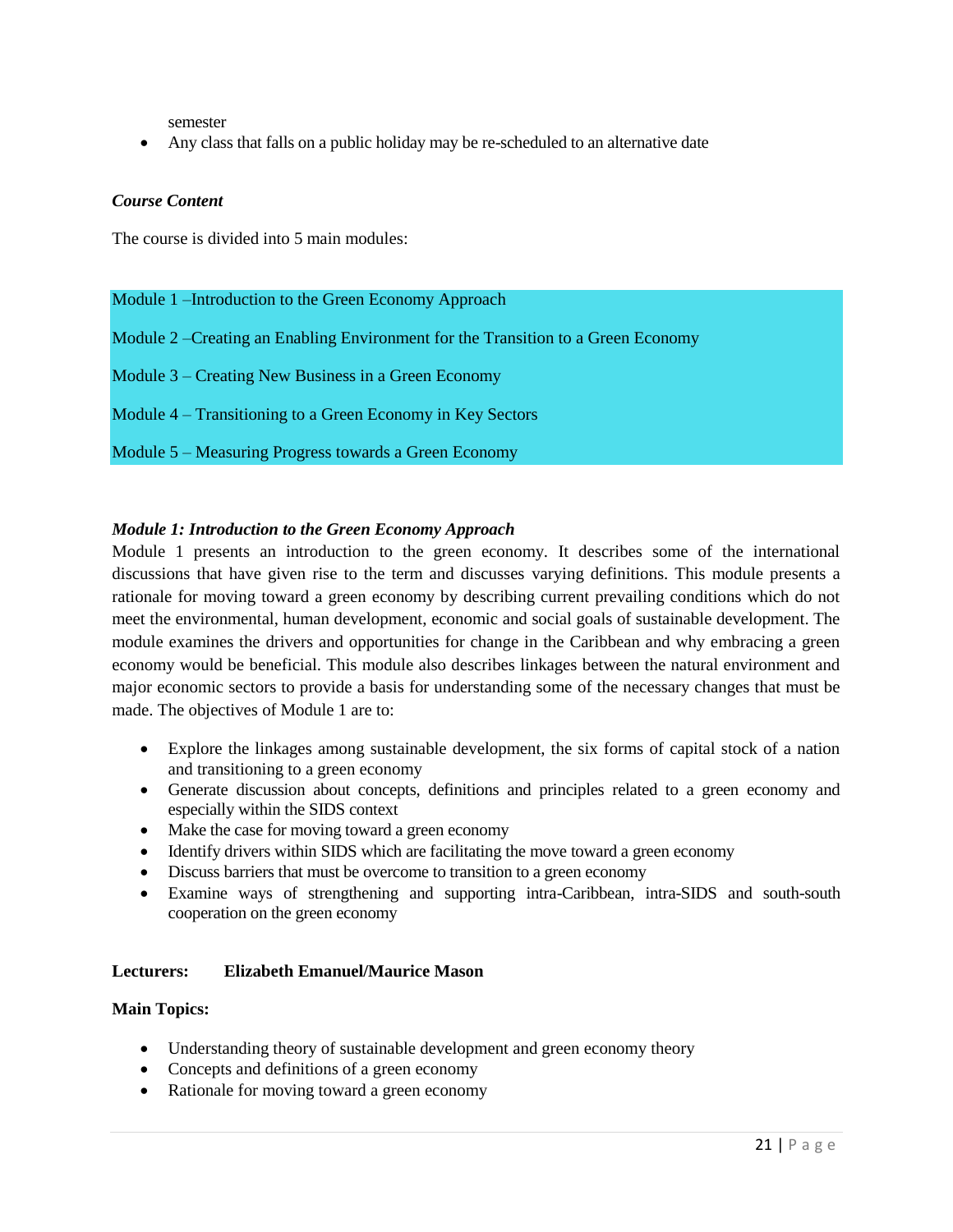semester
- Any class that falls on a public holiday may be re-scheduled to an alternative date

***Course Content***

The course is divided into 5 main modules:

Module 1 –Introduction to the Green Economy Approach

Module 2 –Creating an Enabling Environment for the Transition to a Green Economy

Module 3 – Creating New Business in a Green Economy

Module 4 – Transitioning to a Green Economy in Key Sectors

Module 5 – Measuring Progress towards a Green Economy

***Module 1: Introduction to the Green Economy Approach***

Module 1 presents an introduction to the green economy. It describes some of the international discussions that have given rise to the term and discusses varying definitions. This module presents a rationale for moving toward a green economy by describing current prevailing conditions which do not meet the environmental, human development, economic and social goals of sustainable development. The module examines the drivers and opportunities for change in the Caribbean and why embracing a green economy would be beneficial. This module also describes linkages between the natural environment and major economic sectors to provide a basis for understanding some of the necessary changes that must be made. The objectives of Module 1 are to:

- Explore the linkages among sustainable development, the six forms of capital stock of a nation and transitioning to a green economy
- Generate discussion about concepts, definitions and principles related to a green economy and especially within the SIDS context
- Make the case for moving toward a green economy
- Identify drivers within SIDS which are facilitating the move toward a green economy
- Discuss barriers that must be overcome to transition to a green economy
- Examine ways of strengthening and supporting intra-Caribbean, intra-SIDS and south-south cooperation on the green economy

**Lecturers:** **Elizabeth Emanuel/Maurice Mason**

**Main Topics:**

- Understanding theory of sustainable development and green economy theory
- Concepts and definitions of a green economy
- Rationale for moving toward a green economy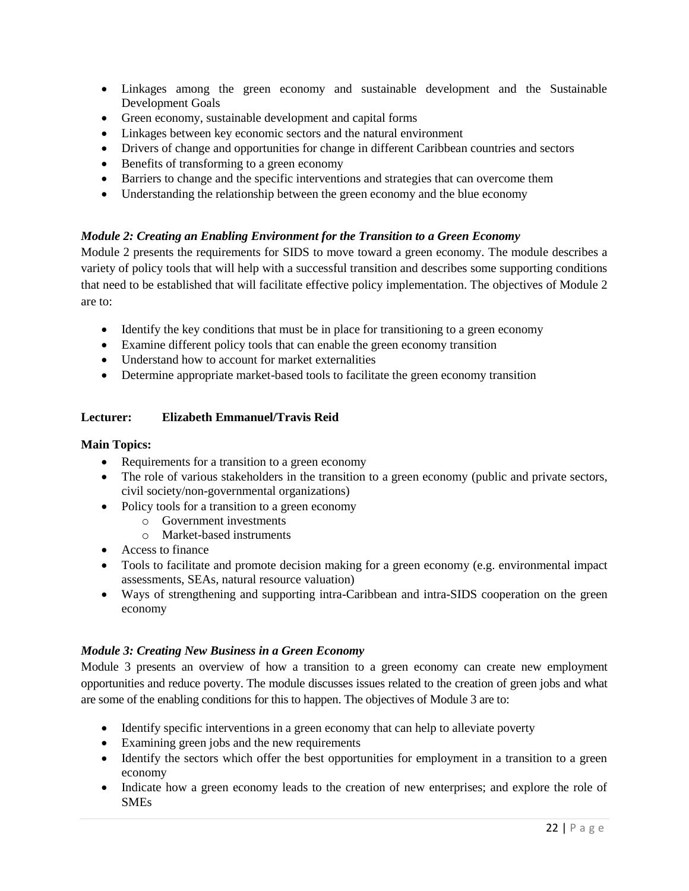- Linkages among the green economy and sustainable development and the Sustainable Development Goals
- Green economy, sustainable development and capital forms
- Linkages between key economic sectors and the natural environment
- Drivers of change and opportunities for change in different Caribbean countries and sectors
- Benefits of transforming to a green economy
- Barriers to change and the specific interventions and strategies that can overcome them
- Understanding the relationship between the green economy and the blue economy

***Module 2: Creating an Enabling Environment for the Transition to a Green Economy***

Module 2 presents the requirements for SIDS to move toward a green economy. The module describes a variety of policy tools that will help with a successful transition and describes some supporting conditions that need to be established that will facilitate effective policy implementation. The objectives of Module 2 are to:

- Identify the key conditions that must be in place for transitioning to a green economy
- Examine different policy tools that can enable the green economy transition
- Understand how to account for market externalities
- Determine appropriate market-based tools to facilitate the green economy transition

**Lecturer: Elizabeth Emmanuel/Travis Reid**

**Main Topics:**

- Requirements for a transition to a green economy
- The role of various stakeholders in the transition to a green economy (public and private sectors, civil society/non-governmental organizations)
- Policy tools for a transition to a green economy
  - Government investments
  - Market-based instruments
- Access to finance
- Tools to facilitate and promote decision making for a green economy (e.g. environmental impact assessments, SEAs, natural resource valuation)
- Ways of strengthening and supporting intra-Caribbean and intra-SIDS cooperation on the green economy

***Module 3: Creating New Business in a Green Economy***

Module 3 presents an overview of how a transition to a green economy can create new employment opportunities and reduce poverty. The module discusses issues related to the creation of green jobs and what are some of the enabling conditions for this to happen. The objectives of Module 3 are to:

- Identify specific interventions in a green economy that can help to alleviate poverty
- Examining green jobs and the new requirements
- Identify the sectors which offer the best opportunities for employment in a transition to a green economy
- Indicate how a green economy leads to the creation of new enterprises; and explore the role of SMEs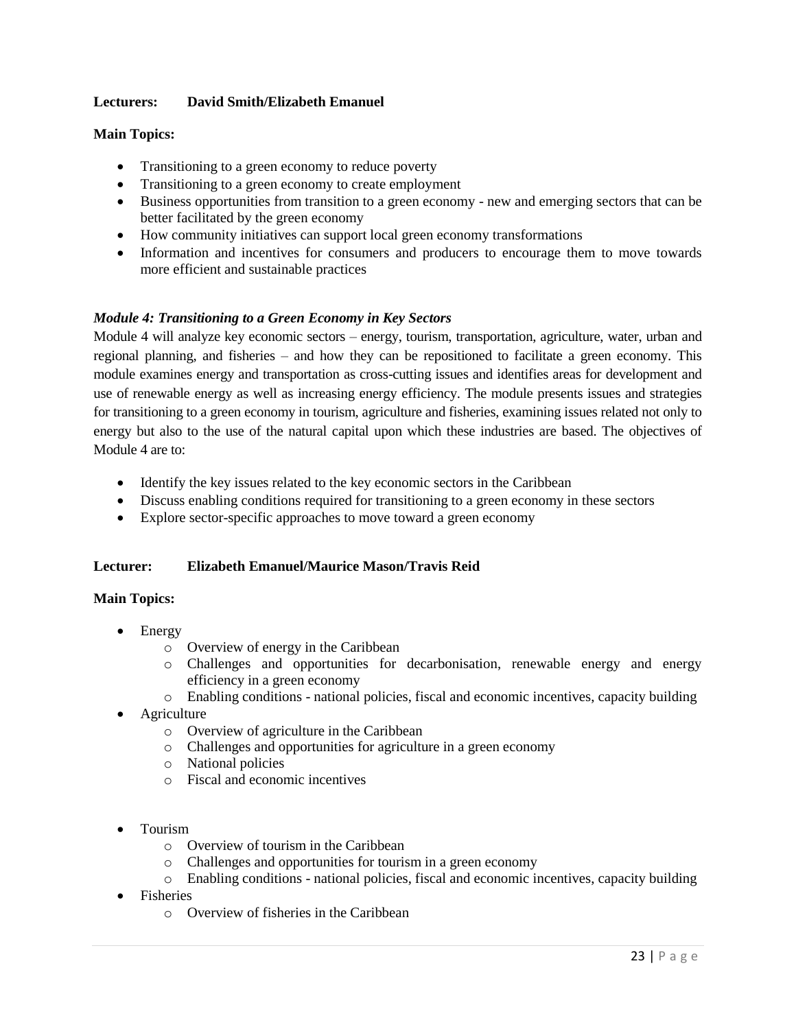**Lecturers:** **David Smith/Elizabeth Emanuel**

**Main Topics:**

- Transitioning to a green economy to reduce poverty
- Transitioning to a green economy to create employment
- Business opportunities from transition to a green economy - new and emerging sectors that can be better facilitated by the green economy
- How community initiatives can support local green economy transformations
- Information and incentives for consumers and producers to encourage them to move towards more efficient and sustainable practices

***Module 4: Transitioning to a Green Economy in Key Sectors***

Module 4 will analyze key economic sectors – energy, tourism, transportation, agriculture, water, urban and regional planning, and fisheries – and how they can be repositioned to facilitate a green economy. This module examines energy and transportation as cross-cutting issues and identifies areas for development and use of renewable energy as well as increasing energy efficiency. The module presents issues and strategies for transitioning to a green economy in tourism, agriculture and fisheries, examining issues related not only to energy but also to the use of the natural capital upon which these industries are based. The objectives of Module 4 are to:

- Identify the key issues related to the key economic sectors in the Caribbean
- Discuss enabling conditions required for transitioning to a green economy in these sectors
- Explore sector-specific approaches to move toward a green economy

**Lecturer:** **Elizabeth Emanuel/Maurice Mason/Travis Reid**

**Main Topics:**

- Energy
  - Overview of energy in the Caribbean
  - Challenges and opportunities for decarbonisation, renewable energy and energy efficiency in a green economy
  - Enabling conditions - national policies, fiscal and economic incentives, capacity building
- Agriculture
  - Overview of agriculture in the Caribbean
  - Challenges and opportunities for agriculture in a green economy
  - National policies
  - Fiscal and economic incentives
- Tourism
  - Overview of tourism in the Caribbean
  - Challenges and opportunities for tourism in a green economy
  - Enabling conditions - national policies, fiscal and economic incentives, capacity building
- Fisheries
  - Overview of fisheries in the Caribbean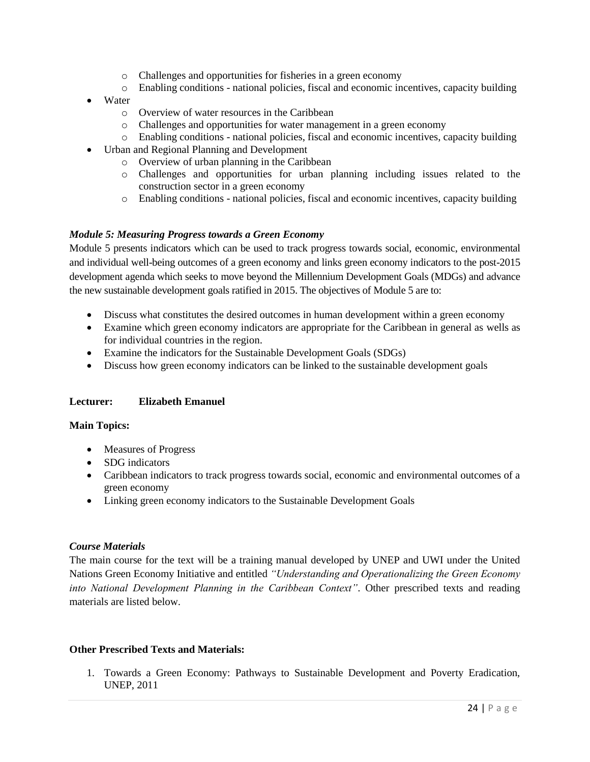- Challenges and opportunities for fisheries in a green economy
    - Enabling conditions - national policies, fiscal and economic incentives, capacity building
- Water
    - Overview of water resources in the Caribbean
    - Challenges and opportunities for water management in a green economy
    - Enabling conditions - national policies, fiscal and economic incentives, capacity building
- Urban and Regional Planning and Development
    - Overview of urban planning in the Caribbean
    - Challenges and opportunities for urban planning including issues related to the construction sector in a green economy
    - Enabling conditions - national policies, fiscal and economic incentives, capacity building

***Module 5: Measuring Progress towards a Green Economy***

Module 5 presents indicators which can be used to track progress towards social, economic, environmental and individual well-being outcomes of a green economy and links green economy indicators to the post-2015 development agenda which seeks to move beyond the Millennium Development Goals (MDGs) and advance the new sustainable development goals ratified in 2015. The objectives of Module 5 are to:

- Discuss what constitutes the desired outcomes in human development within a green economy
- Examine which green economy indicators are appropriate for the Caribbean in general as wells as for individual countries in the region.
- Examine the indicators for the Sustainable Development Goals (SDGs)
- Discuss how green economy indicators can be linked to the sustainable development goals

**Lecturer: Elizabeth Emanuel**

**Main Topics:**

- Measures of Progress
- SDG indicators
- Caribbean indicators to track progress towards social, economic and environmental outcomes of a green economy
- Linking green economy indicators to the Sustainable Development Goals

***Course Materials***

The main course for the text will be a training manual developed by UNEP and UWI under the United Nations Green Economy Initiative and entitled *"Understanding and Operationalizing the Green Economy into National Development Planning in the Caribbean Context"*. Other prescribed texts and reading materials are listed below.

**Other Prescribed Texts and Materials:**

1. Towards a Green Economy: Pathways to Sustainable Development and Poverty Eradication, UNEP, 2011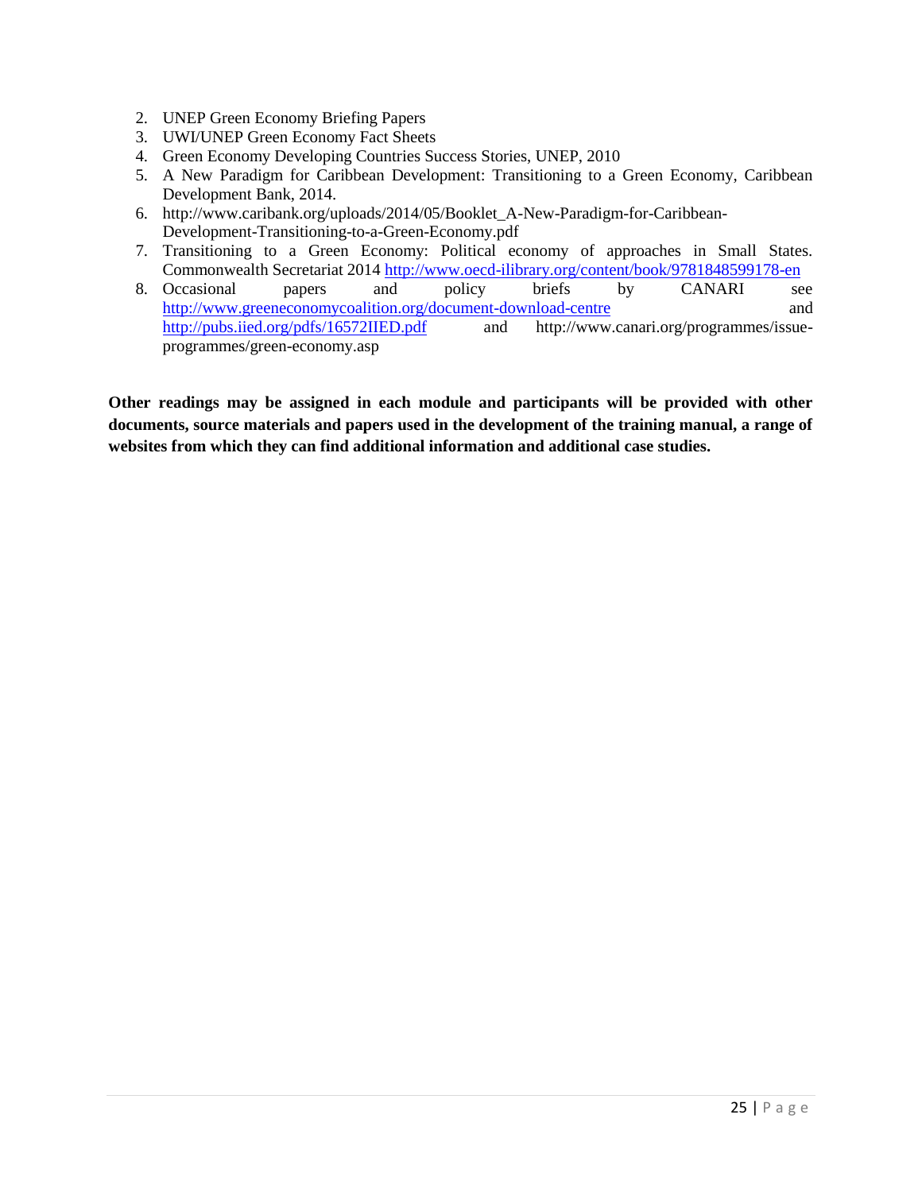2. UNEP Green Economy Briefing Papers
3. UWI/UNEP Green Economy Fact Sheets
4. Green Economy Developing Countries Success Stories, UNEP, 2010
5. A New Paradigm for Caribbean Development: Transitioning to a Green Economy, Caribbean Development Bank, 2014.
6. http://www.caribank.org/uploads/2014/05/Booklet_A-New-Paradigm-for-Caribbean-Development-Transitioning-to-a-Green-Economy.pdf
7. Transitioning to a Green Economy: Political economy of approaches in Small States. Commonwealth Secretariat 2014 http://www.oecd-ilibrary.org/content/book/9781848599178-en
8. Occasional papers and policy briefs by CANARI see http://www.greeneconomycoalition.org/document-download-centre and http://pubs.iied.org/pdfs/16572IIED.pdf and http://www.canari.org/programmes/issue-programmes/green-economy.asp

**Other readings may be assigned in each module and participants will be provided with other documents, source materials and papers used in the development of the training manual, a range of websites from which they can find additional information and additional case studies.**